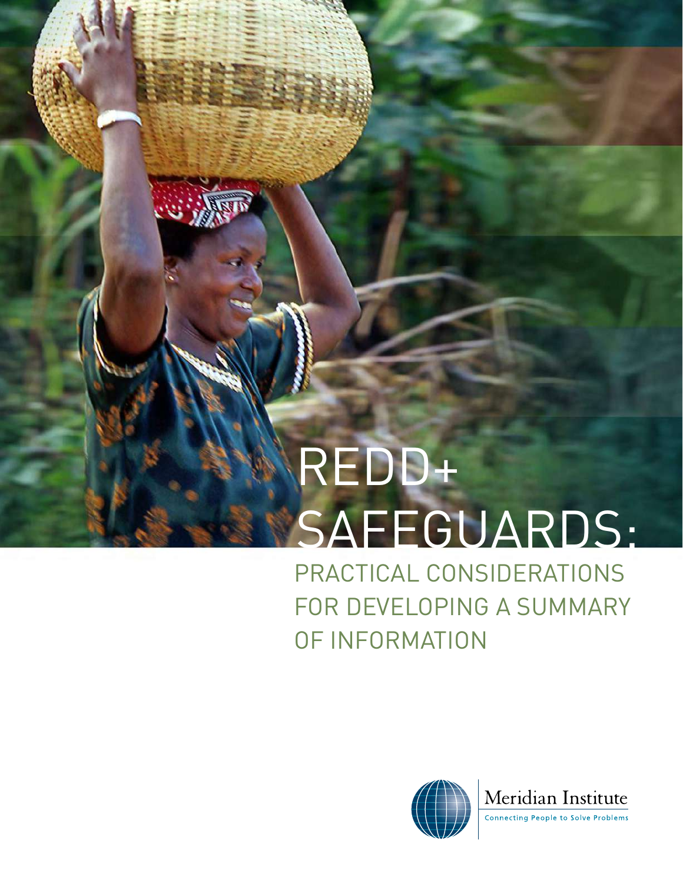# REDD+ SAFEGUARDS:

## PRACTICAL CONSIDERATIONS FOR DEVELOPING A SUMMARY OF INFORMATION

Meridian Institute

Connecting People to Solve Problems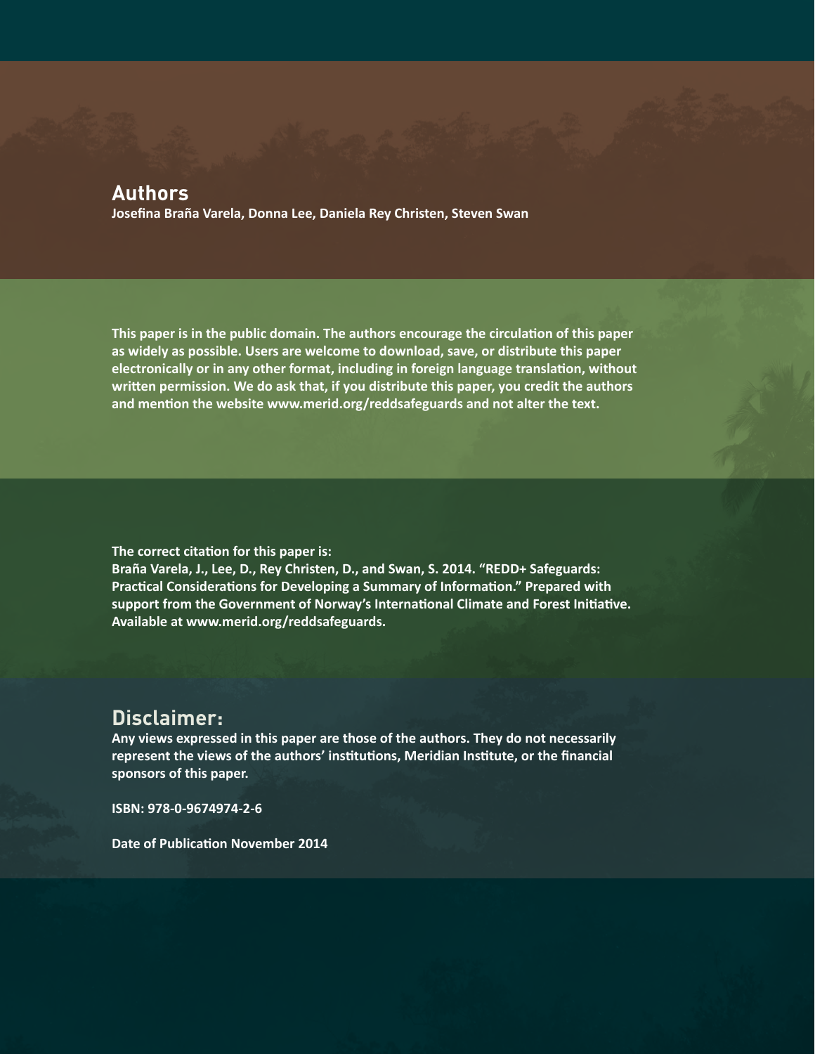## Authors

**Josefina Braña Varela, Donna Lee, Daniela Rey Christen, Steven Swan**

**This paper is in the public domain. The authors encourage the circulation of this paper as widely as possible. Users are welcome to download, save, or distribute this paper electronically or in any other format, including in foreign language translation, without written permission. We do ask that, if you distribute this paper, you credit the authors and mention the website www.merid.org/reddsafeguards and not alter the text.**

**The correct citation for this paper is:**
**Braña Varela, J., Lee, D., Rey Christen, D., and Swan, S. 2014. "REDD+ Safeguards: Practical Considerations for Developing a Summary of Information." Prepared with support from the Government of Norway's International Climate and Forest Initiative. Available at www.merid.org/reddsafeguards.**

## Disclaimer:

**Any views expressed in this paper are those of the authors. They do not necessarily represent the views of the authors' institutions, Meridian Institute, or the financial sponsors of this paper.**

**ISBN: 978-0-9674974-2-6**

**Date of Publication November 2014**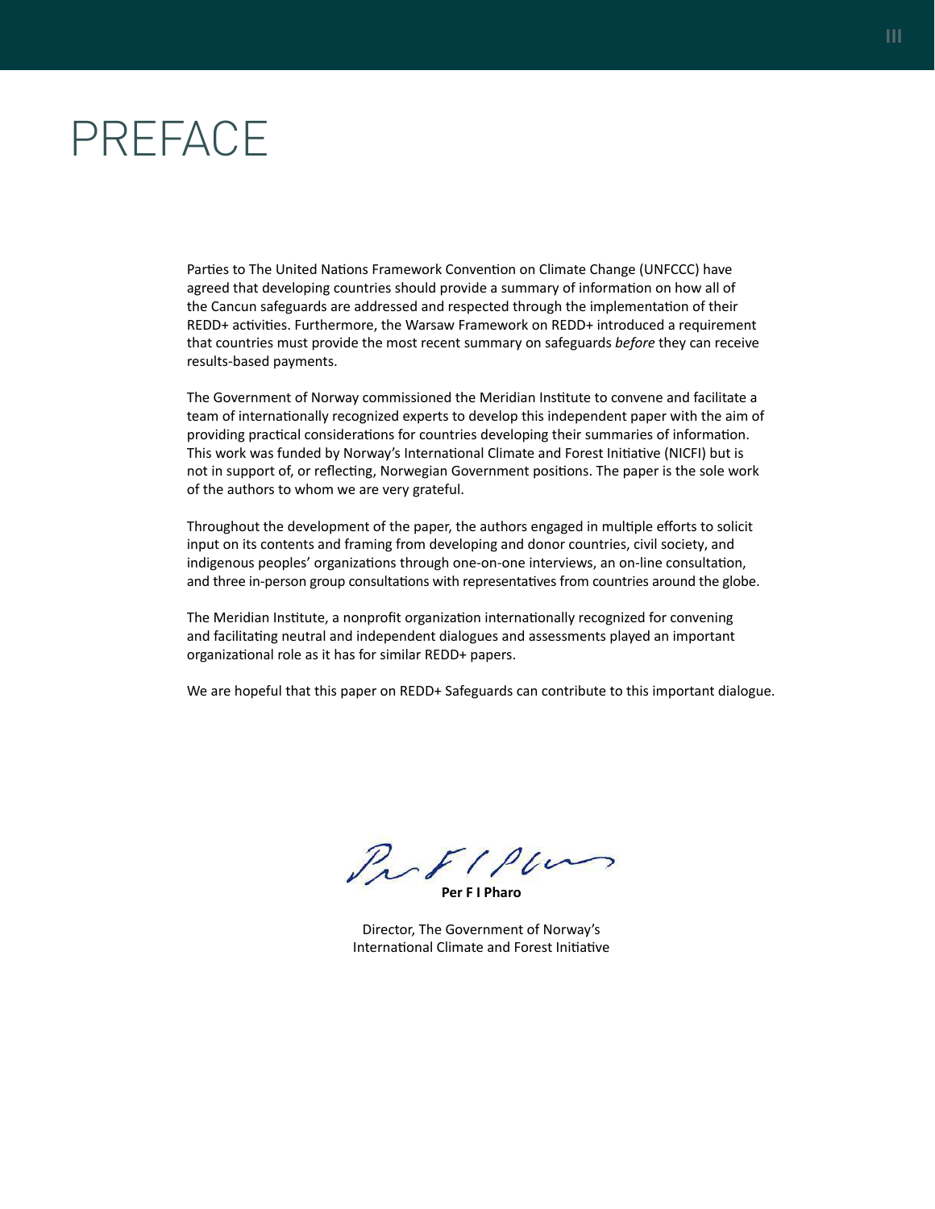# PREFACE

Parties to The United Nations Framework Convention on Climate Change (UNFCCC) have agreed that developing countries should provide a summary of information on how all of the Cancun safeguards are addressed and respected through the implementation of their REDD+ activities. Furthermore, the Warsaw Framework on REDD+ introduced a requirement that countries must provide the most recent summary on safeguards *before* they can receive results-based payments.

The Government of Norway commissioned the Meridian Institute to convene and facilitate a team of internationally recognized experts to develop this independent paper with the aim of providing practical considerations for countries developing their summaries of information. This work was funded by Norway's International Climate and Forest Initiative (NICFI) but is not in support of, or reflecting, Norwegian Government positions. The paper is the sole work of the authors to whom we are very grateful.

Throughout the development of the paper, the authors engaged in multiple efforts to solicit input on its contents and framing from developing and donor countries, civil society, and indigenous peoples' organizations through one-on-one interviews, an on-line consultation, and three in-person group consultations with representatives from countries around the globe.

The Meridian Institute, a nonprofit organization internationally recognized for convening and facilitating neutral and independent dialogues and assessments played an important organizational role as it has for similar REDD+ papers.

We are hopeful that this paper on REDD+ Safeguards can contribute to this important dialogue.

**Per F I Pharo**

Director, The Government of Norway's
International Climate and Forest Initiative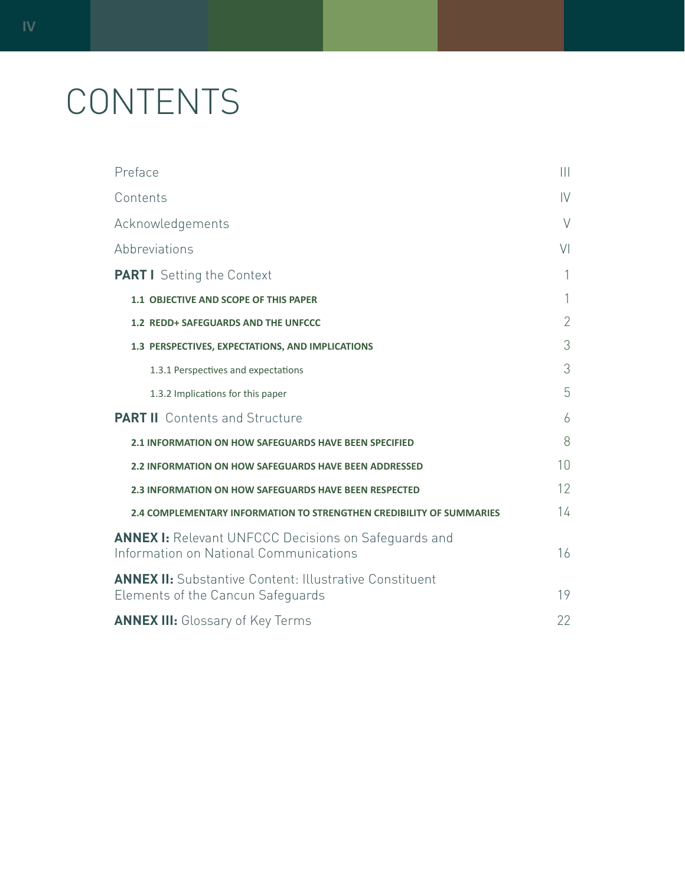# CONTENTS

| | |
|---|---|
| Preface | III |
| Contents | IV |
| Acknowledgements | V |
| Abbreviations | VI |
| **PART I** Setting the Context | 1 |
| **1.1 OBJECTIVE AND SCOPE OF THIS PAPER** | 1 |
| **1.2 REDD+ SAFEGUARDS AND THE UNFCCC** | 2 |
| **1.3 PERSPECTIVES, EXPECTATIONS, AND IMPLICATIONS** | 3 |
| 1.3.1 Perspectives and expectations | 3 |
| 1.3.2 Implications for this paper | 5 |
| **PART II** Contents and Structure | 6 |
| **2.1 INFORMATION ON HOW SAFEGUARDS HAVE BEEN SPECIFIED** | 8 |
| **2.2 INFORMATION ON HOW SAFEGUARDS HAVE BEEN ADDRESSED** | 10 |
| **2.3 INFORMATION ON HOW SAFEGUARDS HAVE BEEN RESPECTED** | 12 |
| **2.4 COMPLEMENTARY INFORMATION TO STRENGTHEN CREDIBILITY OF SUMMARIES** | 14 |
| **ANNEX I:** Relevant UNFCCC Decisions on Safeguards and Information on National Communications | 16 |
| **ANNEX II:** Substantive Content: Illustrative Constituent Elements of the Cancun Safeguards | 19 |
| **ANNEX III:** Glossary of Key Terms | 22 |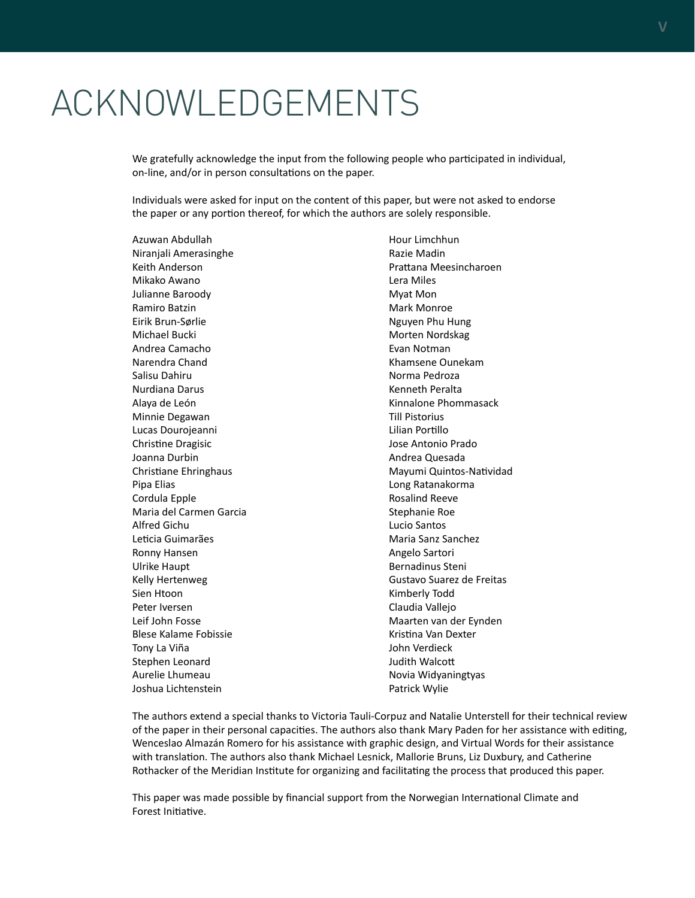# ACKNOWLEDGEMENTS

We gratefully acknowledge the input from the following people who participated in individual, on-line, and/or in person consultations on the paper.

Individuals were asked for input on the content of this paper, but were not asked to endorse the paper or any portion thereof, for which the authors are solely responsible.

Azuwan Abdullah
Niranjali Amerasinghe
Keith Anderson
Mikako Awano
Julianne Baroody
Ramiro Batzin
Eirik Brun-Sørlie
Michael Bucki
Andrea Camacho
Narendra Chand
Salisu Dahiru
Nurdiana Darus
Alaya de León
Minnie Degawan
Lucas Dourojeanni
Christine Dragisic
Joanna Durbin
Christiane Ehringhaus
Pipa Elias
Cordula Epple
Maria del Carmen Garcia
Alfred Gichu
Leticia Guimarães
Ronny Hansen
Ulrike Haupt
Kelly Hertenweg
Sien Htoon
Peter Iversen
Leif John Fosse
Blese Kalame Fobissie
Tony La Viña
Stephen Leonard
Aurelie Lhumeau
Joshua Lichtenstein
Hour Limchhun
Razie Madin
Prattana Meesincharoen
Lera Miles
Myat Mon
Mark Monroe
Nguyen Phu Hung
Morten Nordskag
Evan Notman
Khamsene Ounekam
Norma Pedroza
Kenneth Peralta
Kinnalone Phommasack
Till Pistorius
Lilian Portillo
Jose Antonio Prado
Andrea Quesada
Mayumi Quintos-Natividad
Long Ratanakorma
Rosalind Reeve
Stephanie Roe
Lucio Santos
Maria Sanz Sanchez
Angelo Sartori
Bernadinus Steni
Gustavo Suarez de Freitas
Kimberly Todd
Claudia Vallejo
Maarten van der Eynden
Kristina Van Dexter
John Verdieck
Judith Walcott
Novia Widyaningtyas
Patrick Wylie

The authors extend a special thanks to Victoria Tauli-Corpuz and Natalie Unterstell for their technical review of the paper in their personal capacities. The authors also thank Mary Paden for her assistance with editing, Wenceslao Almazán Romero for his assistance with graphic design, and Virtual Words for their assistance with translation. The authors also thank Michael Lesnick, Mallorie Bruns, Liz Duxbury, and Catherine Rothacker of the Meridian Institute for organizing and facilitating the process that produced this paper.

This paper was made possible by financial support from the Norwegian International Climate and Forest Initiative.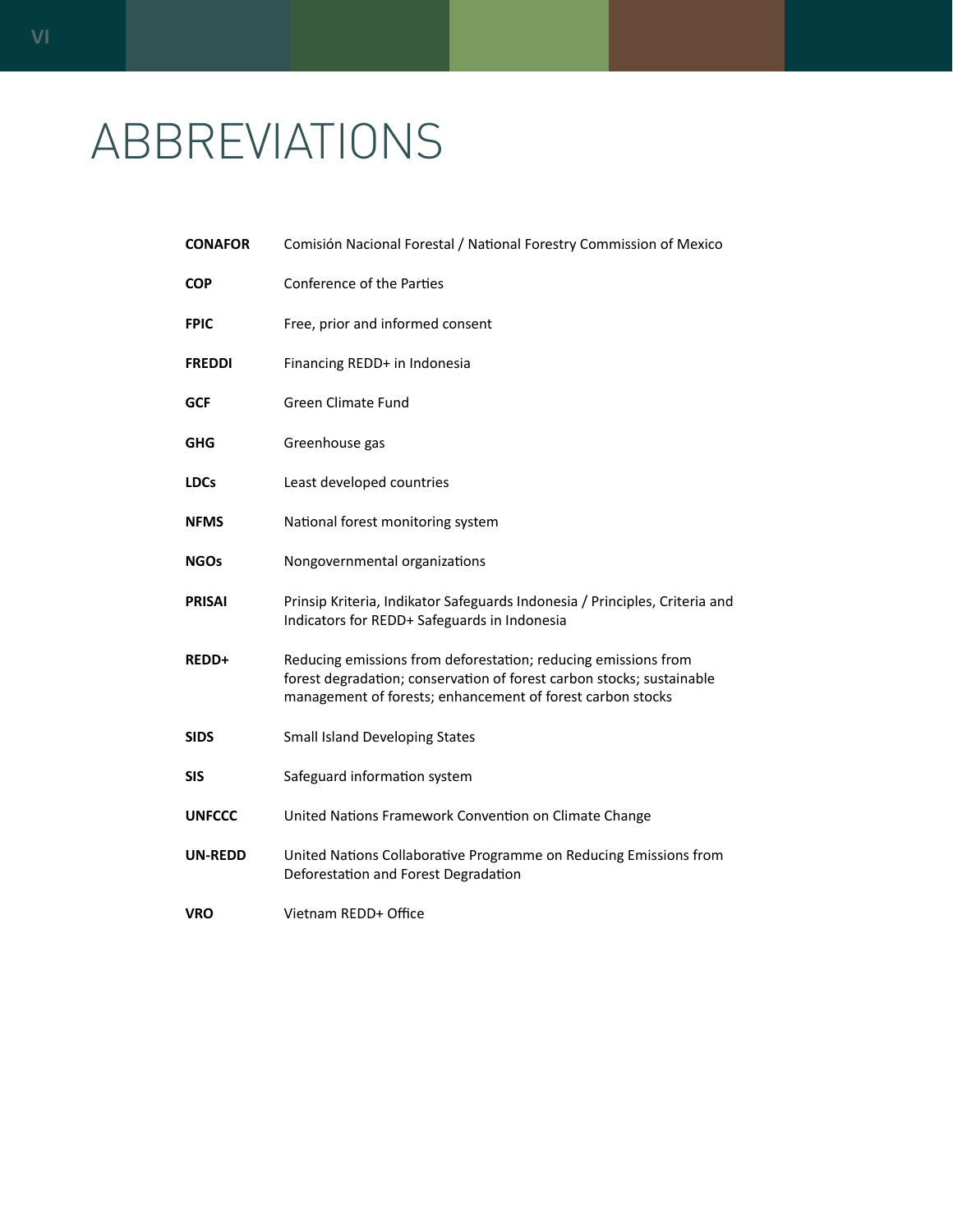# ABBREVIATIONS

| | |
|---|---|
| **CONAFOR** | Comisión Nacional Forestal / National Forestry Commission of Mexico |
| **COP** | Conference of the Parties |
| **FPIC** | Free, prior and informed consent |
| **FREDDI** | Financing REDD+ in Indonesia |
| **GCF** | Green Climate Fund |
| **GHG** | Greenhouse gas |
| **LDCs** | Least developed countries |
| **NFMS** | National forest monitoring system |
| **NGOs** | Nongovernmental organizations |
| **PRISAI** | Prinsip Kriteria, Indikator Safeguards Indonesia / Principles, Criteria and Indicators for REDD+ Safeguards in Indonesia |
| **REDD+** | Reducing emissions from deforestation; reducing emissions from forest degradation; conservation of forest carbon stocks; sustainable management of forests; enhancement of forest carbon stocks |
| **SIDS** | Small Island Developing States |
| **SIS** | Safeguard information system |
| **UNFCCC** | United Nations Framework Convention on Climate Change |
| **UN-REDD** | United Nations Collaborative Programme on Reducing Emissions from Deforestation and Forest Degradation |
| **VRO** | Vietnam REDD+ Office |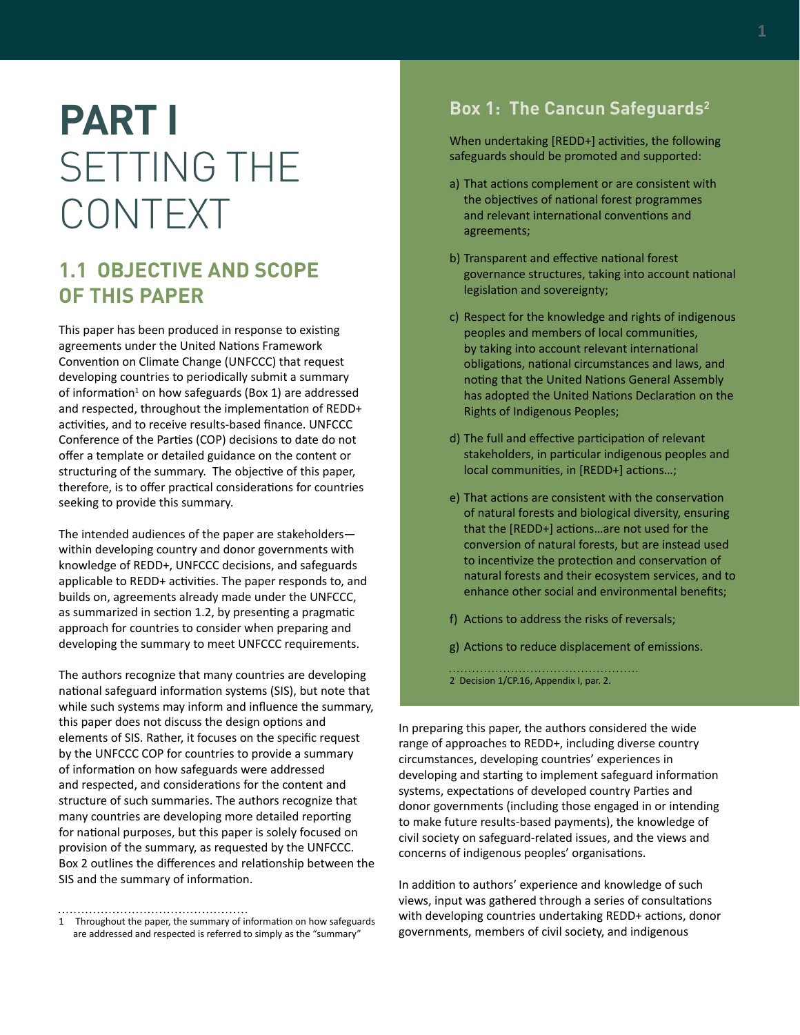# PART I SETTING THE CONTEXT

## 1.1 OBJECTIVE AND SCOPE OF THIS PAPER

This paper has been produced in response to existing agreements under the United Nations Framework Convention on Climate Change (UNFCCC) that request developing countries to periodically submit a summary of information[1] on how safeguards (Box 1) are addressed and respected, throughout the implementation of REDD+ activities, and to receive results-based finance. UNFCCC Conference of the Parties (COP) decisions to date do not offer a template or detailed guidance on the content or structuring of the summary. The objective of this paper, therefore, is to offer practical considerations for countries seeking to provide this summary.

The intended audiences of the paper are stakeholders—within developing country and donor governments with knowledge of REDD+, UNFCCC decisions, and safeguards applicable to REDD+ activities. The paper responds to, and builds on, agreements already made under the UNFCCC, as summarized in section 1.2, by presenting a pragmatic approach for countries to consider when preparing and developing the summary to meet UNFCCC requirements.

The authors recognize that many countries are developing national safeguard information systems (SIS), but note that while such systems may inform and influence the summary, this paper does not discuss the design options and elements of SIS. Rather, it focuses on the specific request by the UNFCCC COP for countries to provide a summary of information on how safeguards were addressed and respected, and considerations for the content and structure of such summaries. The authors recognize that many countries are developing more detailed reporting for national purposes, but this paper is solely focused on provision of the summary, as requested by the UNFCCC. Box 2 outlines the differences and relationship between the SIS and the summary of information.

1 Throughout the paper, the summary of information on how safeguards are addressed and respected is referred to simply as the "summary"

### Box 1: The Cancun Safeguards[2]

When undertaking [REDD+] activities, the following safeguards should be promoted and supported:

a) That actions complement or are consistent with the objectives of national forest programmes and relevant international conventions and agreements;

b) Transparent and effective national forest governance structures, taking into account national legislation and sovereignty;

c) Respect for the knowledge and rights of indigenous peoples and members of local communities, by taking into account relevant international obligations, national circumstances and laws, and noting that the United Nations General Assembly has adopted the United Nations Declaration on the Rights of Indigenous Peoples;

d) The full and effective participation of relevant stakeholders, in particular indigenous peoples and local communities, in [REDD+] actions…;

e) That actions are consistent with the conservation of natural forests and biological diversity, ensuring that the [REDD+] actions…are not used for the conversion of natural forests, but are instead used to incentivize the protection and conservation of natural forests and their ecosystem services, and to enhance other social and environmental benefits;

f) Actions to address the risks of reversals;

g) Actions to reduce displacement of emissions.

2 Decision 1/CP.16, Appendix I, par. 2.

In preparing this paper, the authors considered the wide range of approaches to REDD+, including diverse country circumstances, developing countries' experiences in developing and starting to implement safeguard information systems, expectations of developed country Parties and donor governments (including those engaged in or intending to make future results-based payments), the knowledge of civil society on safeguard-related issues, and the views and concerns of indigenous peoples' organisations.

In addition to authors' experience and knowledge of such views, input was gathered through a series of consultations with developing countries undertaking REDD+ actions, donor governments, members of civil society, and indigenous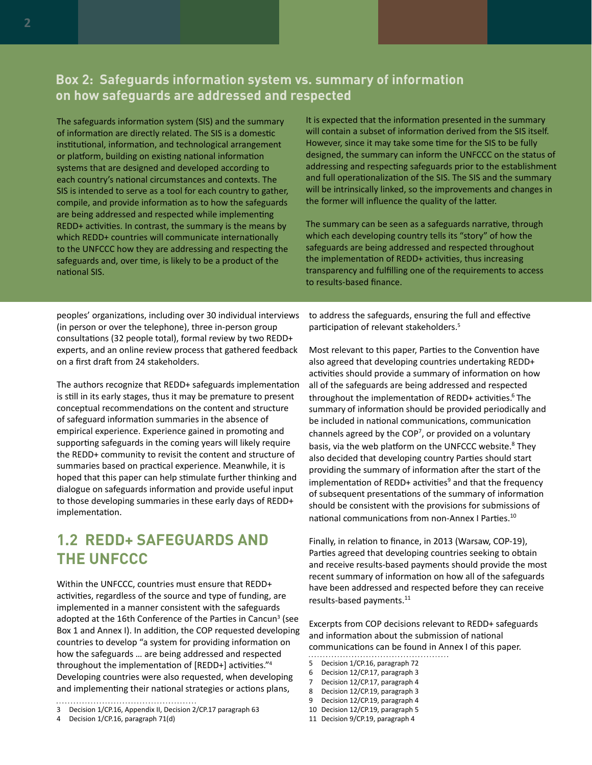## Box 2: Safeguards information system vs. summary of information on how safeguards are addressed and respected

The safeguards information system (SIS) and the summary of information are directly related. The SIS is a domestic institutional, information, and technological arrangement or platform, building on existing national information systems that are designed and developed according to each country's national circumstances and contexts. The SIS is intended to serve as a tool for each country to gather, compile, and provide information as to how the safeguards are being addressed and respected while implementing REDD+ activities. In contrast, the summary is the means by which REDD+ countries will communicate internationally to the UNFCCC how they are addressing and respecting the safeguards and, over time, is likely to be a product of the national SIS.

It is expected that the information presented in the summary will contain a subset of information derived from the SIS itself. However, since it may take some time for the SIS to be fully designed, the summary can inform the UNFCCC on the status of addressing and respecting safeguards prior to the establishment and full operationalization of the SIS. The SIS and the summary will be intrinsically linked, so the improvements and changes in the former will influence the quality of the latter.

The summary can be seen as a safeguards narrative, through which each developing country tells its "story" of how the safeguards are being addressed and respected throughout the implementation of REDD+ activities, thus increasing transparency and fulfilling one of the requirements to access to results-based finance.

peoples' organizations, including over 30 individual interviews (in person or over the telephone), three in-person group consultations (32 people total), formal review by two REDD+ experts, and an online review process that gathered feedback on a first draft from 24 stakeholders.

The authors recognize that REDD+ safeguards implementation is still in its early stages, thus it may be premature to present conceptual recommendations on the content and structure of safeguard information summaries in the absence of empirical experience. Experience gained in promoting and supporting safeguards in the coming years will likely require the REDD+ community to revisit the content and structure of summaries based on practical experience. Meanwhile, it is hoped that this paper can help stimulate further thinking and dialogue on safeguards information and provide useful input to those developing summaries in these early days of REDD+ implementation.

## 1.2 REDD+ SAFEGUARDS AND THE UNFCCC

Within the UNFCCC, countries must ensure that REDD+ activities, regardless of the source and type of funding, are implemented in a manner consistent with the safeguards adopted at the 16th Conference of the Parties in Cancun[3] (see Box 1 and Annex I). In addition, the COP requested developing countries to develop "a system for providing information on how the safeguards … are being addressed and respected throughout the implementation of [REDD+] activities."[4] Developing countries were also requested, when developing and implementing their national strategies or actions plans, to address the safeguards, ensuring the full and effective participation of relevant stakeholders.[5]

Most relevant to this paper, Parties to the Convention have also agreed that developing countries undertaking REDD+ activities should provide a summary of information on how all of the safeguards are being addressed and respected throughout the implementation of REDD+ activities.[6] The summary of information should be provided periodically and be included in national communications, communication channels agreed by the COP[7], or provided on a voluntary basis, via the web platform on the UNFCCC website.[8] They also decided that developing country Parties should start providing the summary of information after the start of the implementation of REDD+ activities[9] and that the frequency of subsequent presentations of the summary of information should be consistent with the provisions for submissions of national communications from non-Annex I Parties.[10]

Finally, in relation to finance, in 2013 (Warsaw, COP-19), Parties agreed that developing countries seeking to obtain and receive results-based payments should provide the most recent summary of information on how all of the safeguards have been addressed and respected before they can receive results-based payments.[11]

Excerpts from COP decisions relevant to REDD+ safeguards and information about the submission of national communications can be found in Annex I of this paper.

3 Decision 1/CP.16, Appendix II, Decision 2/CP.17 paragraph 63
4 Decision 1/CP.16, paragraph 71(d)
5 Decision 1/CP.16, paragraph 72
6 Decision 12/CP.17, paragraph 3
7 Decision 12/CP.17, paragraph 4
8 Decision 12/CP.19, paragraph 3
9 Decision 12/CP.19, paragraph 4
10 Decision 12/CP.19, paragraph 5
11 Decision 9/CP.19, paragraph 4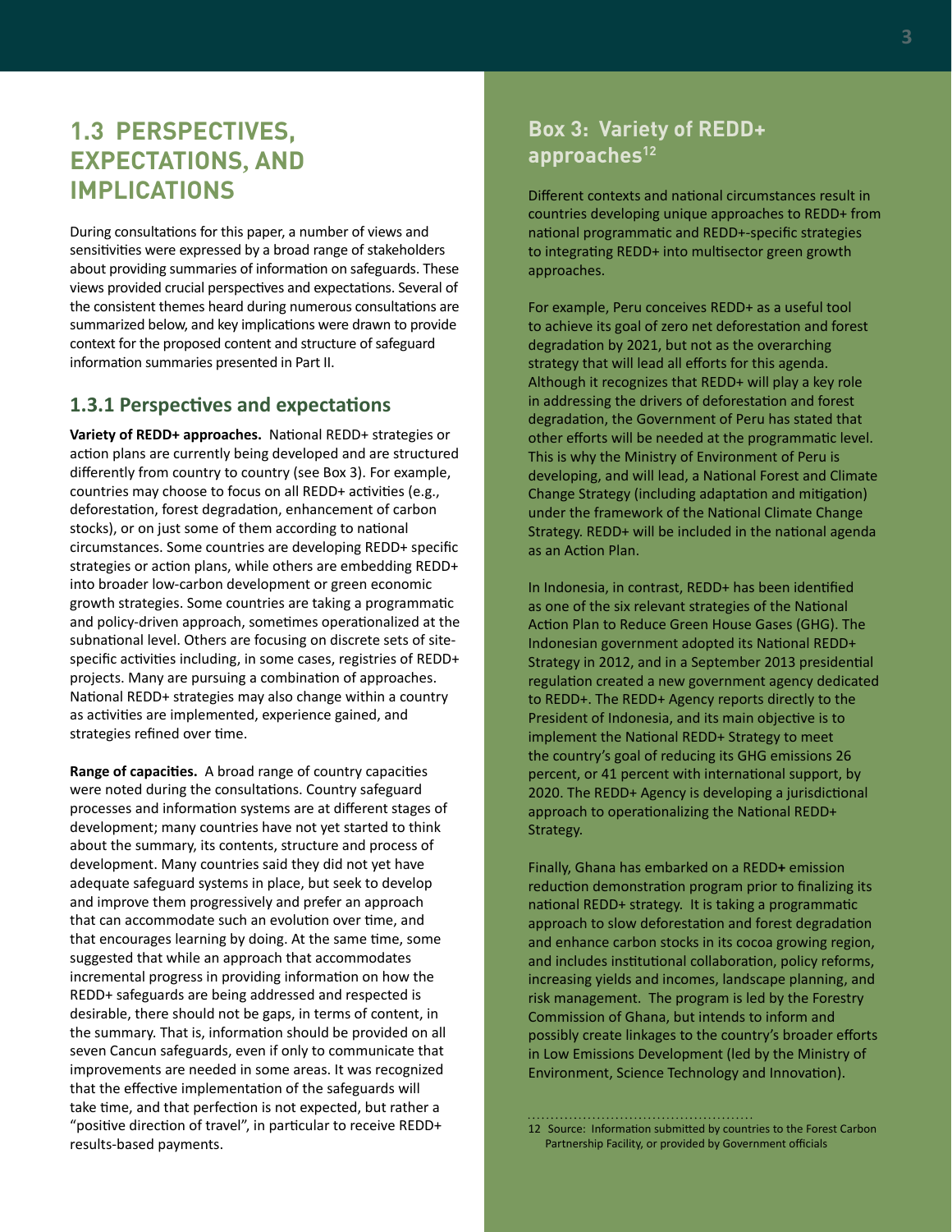## 1.3 PERSPECTIVES, EXPECTATIONS, AND IMPLICATIONS

During consultations for this paper, a number of views and sensitivities were expressed by a broad range of stakeholders about providing summaries of information on safeguards. These views provided crucial perspectives and expectations. Several of the consistent themes heard during numerous consultations are summarized below, and key implications were drawn to provide context for the proposed content and structure of safeguard information summaries presented in Part II.

### 1.3.1 Perspectives and expectations

**Variety of REDD+ approaches.** National REDD+ strategies or action plans are currently being developed and are structured differently from country to country (see Box 3). For example, countries may choose to focus on all REDD+ activities (e.g., deforestation, forest degradation, enhancement of carbon stocks), or on just some of them according to national circumstances. Some countries are developing REDD+ specific strategies or action plans, while others are embedding REDD+ into broader low-carbon development or green economic growth strategies. Some countries are taking a programmatic and policy-driven approach, sometimes operationalized at the subnational level. Others are focusing on discrete sets of site-specific activities including, in some cases, registries of REDD+ projects. Many are pursuing a combination of approaches. National REDD+ strategies may also change within a country as activities are implemented, experience gained, and strategies refined over time.

**Range of capacities.** A broad range of country capacities were noted during the consultations. Country safeguard processes and information systems are at different stages of development; many countries have not yet started to think about the summary, its contents, structure and process of development. Many countries said they did not yet have adequate safeguard systems in place, but seek to develop and improve them progressively and prefer an approach that can accommodate such an evolution over time, and that encourages learning by doing. At the same time, some suggested that while an approach that accommodates incremental progress in providing information on how the REDD+ safeguards are being addressed and respected is desirable, there should not be gaps, in terms of content, in the summary. That is, information should be provided on all seven Cancun safeguards, even if only to communicate that improvements are needed in some areas. It was recognized that the effective implementation of the safeguards will take time, and that perfection is not expected, but rather a "positive direction of travel", in particular to receive REDD+ results-based payments.

### Box 3: Variety of REDD+ approaches[12]

Different contexts and national circumstances result in countries developing unique approaches to REDD+ from national programmatic and REDD+-specific strategies to integrating REDD+ into multisector green growth approaches.

For example, Peru conceives REDD+ as a useful tool to achieve its goal of zero net deforestation and forest degradation by 2021, but not as the overarching strategy that will lead all efforts for this agenda. Although it recognizes that REDD+ will play a key role in addressing the drivers of deforestation and forest degradation, the Government of Peru has stated that other efforts will be needed at the programmatic level. This is why the Ministry of Environment of Peru is developing, and will lead, a National Forest and Climate Change Strategy (including adaptation and mitigation) under the framework of the National Climate Change Strategy. REDD+ will be included in the national agenda as an Action Plan.

In Indonesia, in contrast, REDD+ has been identified as one of the six relevant strategies of the National Action Plan to Reduce Green House Gases (GHG). The Indonesian government adopted its National REDD+ Strategy in 2012, and in a September 2013 presidential regulation created a new government agency dedicated to REDD+. The REDD+ Agency reports directly to the President of Indonesia, and its main objective is to implement the National REDD+ Strategy to meet the country's goal of reducing its GHG emissions 26 percent, or 41 percent with international support, by 2020. The REDD+ Agency is developing a jurisdictional approach to operationalizing the National REDD+ Strategy.

Finally, Ghana has embarked on a REDD**+** emission reduction demonstration program prior to finalizing its national REDD+ strategy. It is taking a programmatic approach to slow deforestation and forest degradation and enhance carbon stocks in its cocoa growing region, and includes institutional collaboration, policy reforms, increasing yields and incomes, landscape planning, and risk management. The program is led by the Forestry Commission of Ghana, but intends to inform and possibly create linkages to the country's broader efforts in Low Emissions Development (led by the Ministry of Environment, Science Technology and Innovation).

12 Source: Information submitted by countries to the Forest Carbon Partnership Facility, or provided by Government officials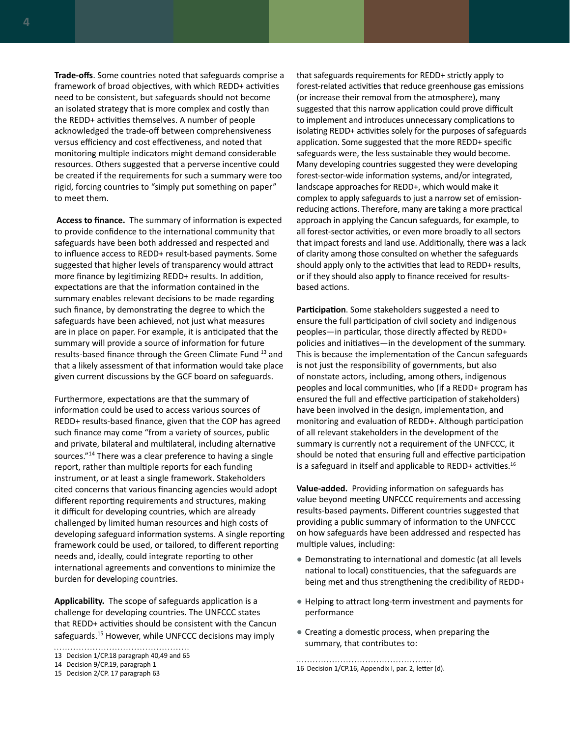**Trade-offs**. Some countries noted that safeguards comprise a framework of broad objectives, with which REDD+ activities need to be consistent, but safeguards should not become an isolated strategy that is more complex and costly than the REDD+ activities themselves. A number of people acknowledged the trade-off between comprehensiveness versus efficiency and cost effectiveness, and noted that monitoring multiple indicators might demand considerable resources. Others suggested that a perverse incentive could be created if the requirements for such a summary were too rigid, forcing countries to "simply put something on paper" to meet them.

**Access to finance.** The summary of information is expected to provide confidence to the international community that safeguards have been both addressed and respected and to influence access to REDD+ result-based payments. Some suggested that higher levels of transparency would attract more finance by legitimizing REDD+ results. In addition, expectations are that the information contained in the summary enables relevant decisions to be made regarding such finance, by demonstrating the degree to which the safeguards have been achieved, not just what measures are in place on paper. For example, it is anticipated that the summary will provide a source of information for future results-based finance through the Green Climate Fund [13] and that a likely assessment of that information would take place given current discussions by the GCF board on safeguards.

Furthermore, expectations are that the summary of information could be used to access various sources of REDD+ results-based finance, given that the COP has agreed such finance may come "from a variety of sources, public and private, bilateral and multilateral, including alternative sources."[14] There was a clear preference to having a single report, rather than multiple reports for each funding instrument, or at least a single framework. Stakeholders cited concerns that various financing agencies would adopt different reporting requirements and structures, making it difficult for developing countries, which are already challenged by limited human resources and high costs of developing safeguard information systems. A single reporting framework could be used, or tailored, to different reporting needs and, ideally, could integrate reporting to other international agreements and conventions to minimize the burden for developing countries.

**Applicability.** The scope of safeguards application is a challenge for developing countries. The UNFCCC states that REDD+ activities should be consistent with the Cancun safeguards.[15] However, while UNFCCC decisions may imply that safeguards requirements for REDD+ strictly apply to forest-related activities that reduce greenhouse gas emissions (or increase their removal from the atmosphere), many suggested that this narrow application could prove difficult to implement and introduces unnecessary complications to isolating REDD+ activities solely for the purposes of safeguards application. Some suggested that the more REDD+ specific safeguards were, the less sustainable they would become. Many developing countries suggested they were developing forest-sector-wide information systems, and/or integrated, landscape approaches for REDD+, which would make it complex to apply safeguards to just a narrow set of emission-reducing actions. Therefore, many are taking a more practical approach in applying the Cancun safeguards, for example, to all forest-sector activities, or even more broadly to all sectors that impact forests and land use. Additionally, there was a lack of clarity among those consulted on whether the safeguards should apply only to the activities that lead to REDD+ results, or if they should also apply to finance received for results-based actions.

**Participation**. Some stakeholders suggested a need to ensure the full participation of civil society and indigenous peoples—in particular, those directly affected by REDD+ policies and initiatives—in the development of the summary. This is because the implementation of the Cancun safeguards is not just the responsibility of governments, but also of nonstate actors, including, among others, indigenous peoples and local communities, who (if a REDD+ program has ensured the full and effective participation of stakeholders) have been involved in the design, implementation, and monitoring and evaluation of REDD+. Although participation of all relevant stakeholders in the development of the summary is currently not a requirement of the UNFCCC, it should be noted that ensuring full and effective participation is a safeguard in itself and applicable to REDD+ activities.[16]

**Value-added.** Providing information on safeguards has value beyond meeting UNFCCC requirements and accessing results-based payments. Different countries suggested that providing a public summary of information to the UNFCCC on how safeguards have been addressed and respected has multiple values, including:

- Demonstrating to international and domestic (at all levels national to local) constituencies, that the safeguards are being met and thus strengthening the credibility of REDD+
- Helping to attract long-term investment and payments for performance
- Creating a domestic process, when preparing the summary, that contributes to:

13 Decision 1/CP.18 paragraph 40,49 and 65

14 Decision 9/CP.19, paragraph 1

15 Decision 2/CP. 17 paragraph 63

16 Decision 1/CP.16, Appendix I, par. 2, letter (d).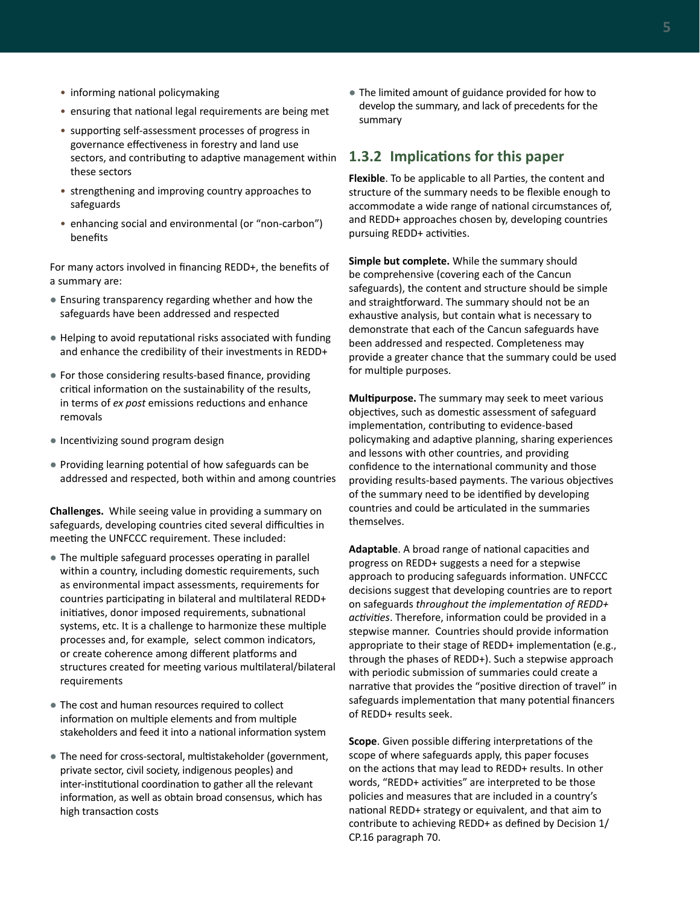- informing national policymaking
- ensuring that national legal requirements are being met
- supporting self-assessment processes of progress in governance effectiveness in forestry and land use sectors, and contributing to adaptive management within these sectors
- strengthening and improving country approaches to safeguards
- enhancing social and environmental (or "non-carbon") benefits

For many actors involved in financing REDD+, the benefits of a summary are:

- Ensuring transparency regarding whether and how the safeguards have been addressed and respected
- Helping to avoid reputational risks associated with funding and enhance the credibility of their investments in REDD+
- For those considering results-based finance, providing critical information on the sustainability of the results, in terms of *ex post* emissions reductions and enhance removals
- Incentivizing sound program design
- Providing learning potential of how safeguards can be addressed and respected, both within and among countries

**Challenges.** While seeing value in providing a summary on safeguards, developing countries cited several difficulties in meeting the UNFCCC requirement. These included:

- The multiple safeguard processes operating in parallel within a country, including domestic requirements, such as environmental impact assessments, requirements for countries participating in bilateral and multilateral REDD+ initiatives, donor imposed requirements, subnational systems, etc. It is a challenge to harmonize these multiple processes and, for example, select common indicators, or create coherence among different platforms and structures created for meeting various multilateral/bilateral requirements
- The cost and human resources required to collect information on multiple elements and from multiple stakeholders and feed it into a national information system
- The need for cross-sectoral, multistakeholder (government, private sector, civil society, indigenous peoples) and inter-institutional coordination to gather all the relevant information, as well as obtain broad consensus, which has high transaction costs
- The limited amount of guidance provided for how to develop the summary, and lack of precedents for the summary

### 1.3.2 Implications for this paper

**Flexible**. To be applicable to all Parties, the content and structure of the summary needs to be flexible enough to accommodate a wide range of national circumstances of, and REDD+ approaches chosen by, developing countries pursuing REDD+ activities.

**Simple but complete.** While the summary should be comprehensive (covering each of the Cancun safeguards), the content and structure should be simple and straightforward. The summary should not be an exhaustive analysis, but contain what is necessary to demonstrate that each of the Cancun safeguards have been addressed and respected. Completeness may provide a greater chance that the summary could be used for multiple purposes.

**Multipurpose.** The summary may seek to meet various objectives, such as domestic assessment of safeguard implementation, contributing to evidence-based policymaking and adaptive planning, sharing experiences and lessons with other countries, and providing confidence to the international community and those providing results-based payments. The various objectives of the summary need to be identified by developing countries and could be articulated in the summaries themselves.

**Adaptable**. A broad range of national capacities and progress on REDD+ suggests a need for a stepwise approach to producing safeguards information. UNFCCC decisions suggest that developing countries are to report on safeguards *throughout the implementation of REDD+ activities*. Therefore, information could be provided in a stepwise manner. Countries should provide information appropriate to their stage of REDD+ implementation (e.g., through the phases of REDD+). Such a stepwise approach with periodic submission of summaries could create a narrative that provides the "positive direction of travel" in safeguards implementation that many potential financers of REDD+ results seek.

**Scope**. Given possible differing interpretations of the scope of where safeguards apply, this paper focuses on the actions that may lead to REDD+ results. In other words, "REDD+ activities" are interpreted to be those policies and measures that are included in a country's national REDD+ strategy or equivalent, and that aim to contribute to achieving REDD+ as defined by Decision 1/CP.16 paragraph 70.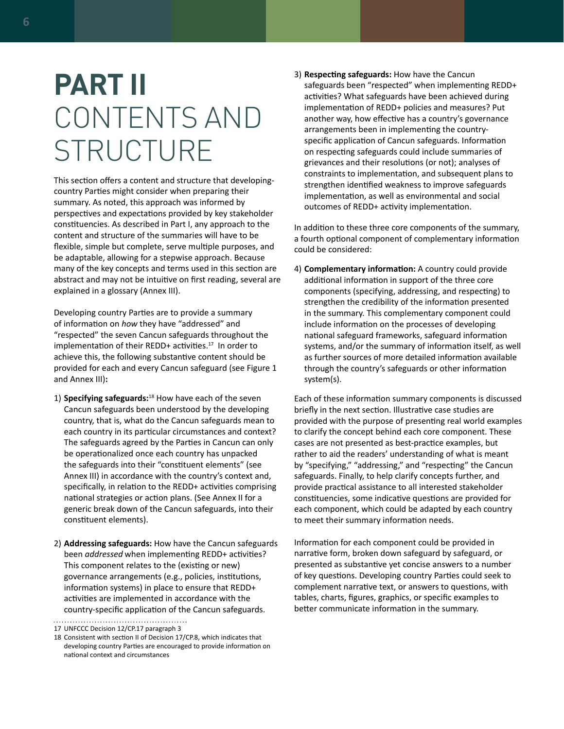# PART II CONTENTS AND STRUCTURE

This section offers a content and structure that developing-country Parties might consider when preparing their summary. As noted, this approach was informed by perspectives and expectations provided by key stakeholder constituencies. As described in Part I, any approach to the content and structure of the summaries will have to be flexible, simple but complete, serve multiple purposes, and be adaptable, allowing for a stepwise approach. Because many of the key concepts and terms used in this section are abstract and may not be intuitive on first reading, several are explained in a glossary (Annex III).

Developing country Parties are to provide a summary of information on *how* they have "addressed" and "respected" the seven Cancun safeguards throughout the implementation of their REDD+ activities.[17] In order to achieve this, the following substantive content should be provided for each and every Cancun safeguard (see Figure 1 and Annex III)**:**

1) **Specifying safeguards:**[18] How have each of the seven Cancun safeguards been understood by the developing country, that is, what do the Cancun safeguards mean to each country in its particular circumstances and context? The safeguards agreed by the Parties in Cancun can only be operationalized once each country has unpacked the safeguards into their "constituent elements" (see Annex III) in accordance with the country's context and, specifically, in relation to the REDD+ activities comprising national strategies or action plans. (See Annex II for a generic break down of the Cancun safeguards, into their constituent elements).

2) **Addressing safeguards:** How have the Cancun safeguards been *addressed* when implementing REDD+ activities? This component relates to the (existing or new) governance arrangements (e.g., policies, institutions, information systems) in place to ensure that REDD+ activities are implemented in accordance with the country-specific application of the Cancun safeguards.

3) **Respecting safeguards:** How have the Cancun safeguards been "respected" when implementing REDD+ activities? What safeguards have been achieved during implementation of REDD+ policies and measures? Put another way, how effective has a country's governance arrangements been in implementing the country-specific application of Cancun safeguards. Information on respecting safeguards could include summaries of grievances and their resolutions (or not); analyses of constraints to implementation, and subsequent plans to strengthen identified weakness to improve safeguards implementation, as well as environmental and social outcomes of REDD+ activity implementation.

In addition to these three core components of the summary, a fourth optional component of complementary information could be considered:

4) **Complementary information:** A country could provide additional information in support of the three core components (specifying, addressing, and respecting) to strengthen the credibility of the information presented in the summary. This complementary component could include information on the processes of developing national safeguard frameworks, safeguard information systems, and/or the summary of information itself, as well as further sources of more detailed information available through the country's safeguards or other information system(s).

Each of these information summary components is discussed briefly in the next section. Illustrative case studies are provided with the purpose of presenting real world examples to clarify the concept behind each core component. These cases are not presented as best-practice examples, but rather to aid the readers' understanding of what is meant by "specifying," "addressing," and "respecting" the Cancun safeguards. Finally, to help clarify concepts further, and provide practical assistance to all interested stakeholder constituencies, some indicative questions are provided for each component, which could be adapted by each country to meet their summary information needs.

Information for each component could be provided in narrative form, broken down safeguard by safeguard, or presented as substantive yet concise answers to a number of key questions. Developing country Parties could seek to complement narrative text, or answers to questions, with tables, charts, figures, graphics, or specific examples to better communicate information in the summary.

---

17 UNFCCC Decision 12/CP.17 paragraph 3

18 Consistent with section II of Decision 17/CP.8, which indicates that developing country Parties are encouraged to provide information on national context and circumstances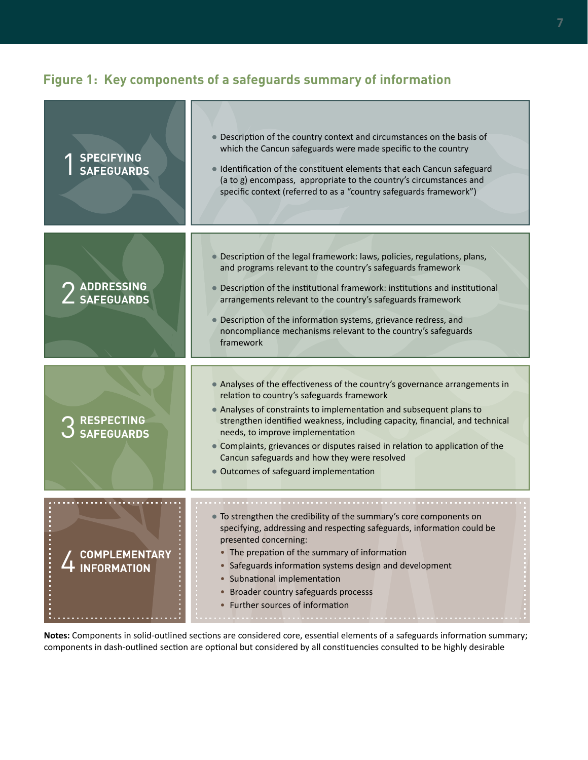## Figure 1: Key components of a safeguards summary of information

### 1 SPECIFYING SAFEGUARDS

- Description of the country context and circumstances on the basis of which the Cancun safeguards were made specific to the country
- Identification of the constituent elements that each Cancun safeguard (a to g) encompass, appropriate to the country's circumstances and specific context (referred to as a "country safeguards framework")

### 2 ADDRESSING SAFEGUARDS

- Description of the legal framework: laws, policies, regulations, plans, and programs relevant to the country's safeguards framework
- Description of the institutional framework: institutions and institutional arrangements relevant to the country's safeguards framework
- Description of the information systems, grievance redress, and noncompliance mechanisms relevant to the country's safeguards framework

### 3 RESPECTING SAFEGUARDS

- Analyses of the effectiveness of the country's governance arrangements in relation to country's safeguards framework
- Analyses of constraints to implementation and subsequent plans to strengthen identified weakness, including capacity, financial, and technical needs, to improve implementation
- Complaints, grievances or disputes raised in relation to application of the Cancun safeguards and how they were resolved
- Outcomes of safeguard implementation

### 4 COMPLEMENTARY INFORMATION

- To strengthen the credibility of the summary's core components on specifying, addressing and respecting safeguards, information could be presented concerning:
  - The prepation of the summary of information
  - Safeguards information systems design and development
  - Subnational implementation
  - Broader country safeguards processs
  - Further sources of information

**Notes:** Components in solid-outlined sections are considered core, essential elements of a safeguards information summary; components in dash-outlined section are optional but considered by all constituencies consulted to be highly desirable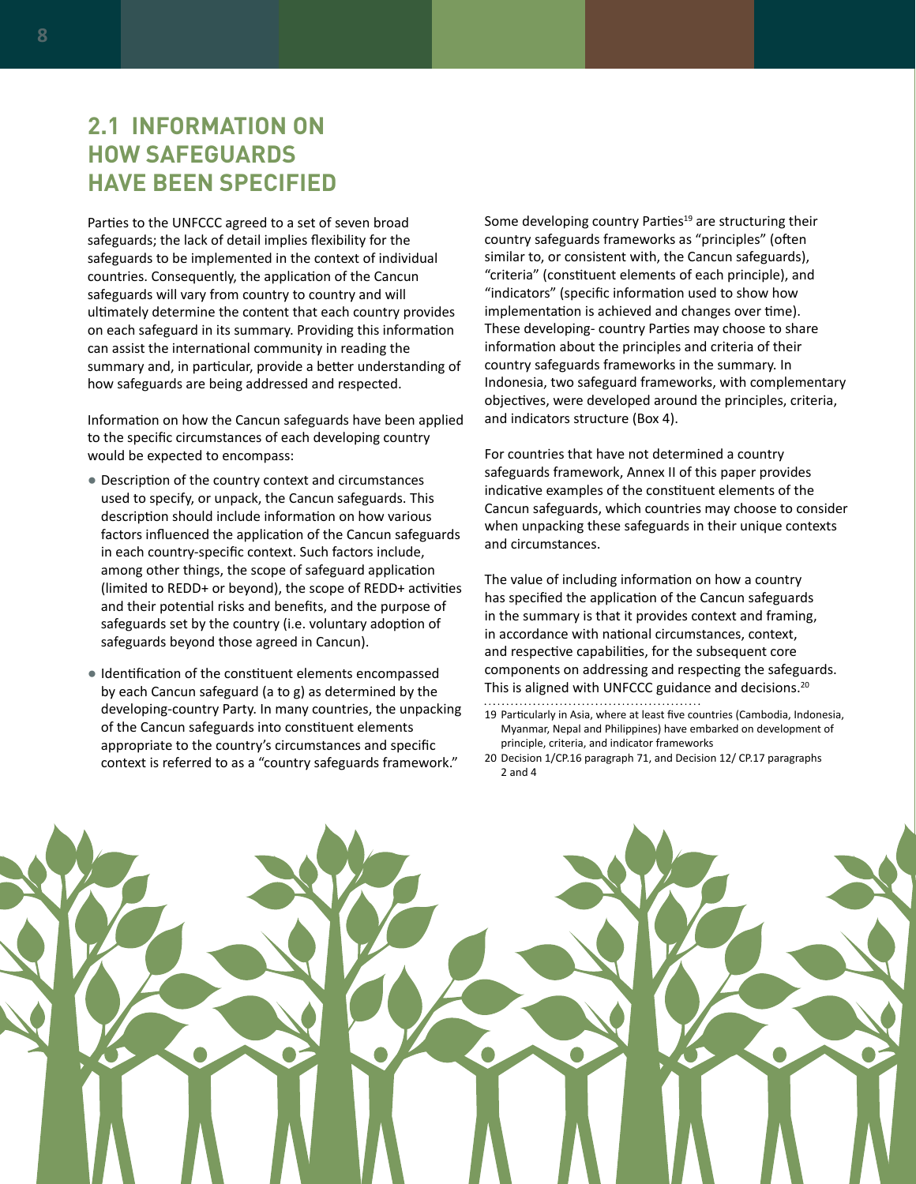## 2.1 INFORMATION ON HOW SAFEGUARDS HAVE BEEN SPECIFIED

Parties to the UNFCCC agreed to a set of seven broad safeguards; the lack of detail implies flexibility for the safeguards to be implemented in the context of individual countries. Consequently, the application of the Cancun safeguards will vary from country to country and will ultimately determine the content that each country provides on each safeguard in its summary. Providing this information can assist the international community in reading the summary and, in particular, provide a better understanding of how safeguards are being addressed and respected.

Information on how the Cancun safeguards have been applied to the specific circumstances of each developing country would be expected to encompass:

- Description of the country context and circumstances used to specify, or unpack, the Cancun safeguards. This description should include information on how various factors influenced the application of the Cancun safeguards in each country-specific context. Such factors include, among other things, the scope of safeguard application (limited to REDD+ or beyond), the scope of REDD+ activities and their potential risks and benefits, and the purpose of safeguards set by the country (i.e. voluntary adoption of safeguards beyond those agreed in Cancun).
- Identification of the constituent elements encompassed by each Cancun safeguard (a to g) as determined by the developing-country Party. In many countries, the unpacking of the Cancun safeguards into constituent elements appropriate to the country's circumstances and specific context is referred to as a "country safeguards framework."

Some developing country Parties[19] are structuring their country safeguards frameworks as "principles" (often similar to, or consistent with, the Cancun safeguards), "criteria" (constituent elements of each principle), and "indicators" (specific information used to show how implementation is achieved and changes over time). These developing- country Parties may choose to share information about the principles and criteria of their country safeguards frameworks in the summary. In Indonesia, two safeguard frameworks, with complementary objectives, were developed around the principles, criteria, and indicators structure (Box 4).

For countries that have not determined a country safeguards framework, Annex II of this paper provides indicative examples of the constituent elements of the Cancun safeguards, which countries may choose to consider when unpacking these safeguards in their unique contexts and circumstances.

The value of including information on how a country has specified the application of the Cancun safeguards in the summary is that it provides context and framing, in accordance with national circumstances, context, and respective capabilities, for the subsequent core components on addressing and respecting the safeguards. This is aligned with UNFCCC guidance and decisions.[20]

19 Particularly in Asia, where at least five countries (Cambodia, Indonesia, Myanmar, Nepal and Philippines) have embarked on development of principle, criteria, and indicator frameworks

20 Decision 1/CP.16 paragraph 71, and Decision 12/ CP.17 paragraphs 2 and 4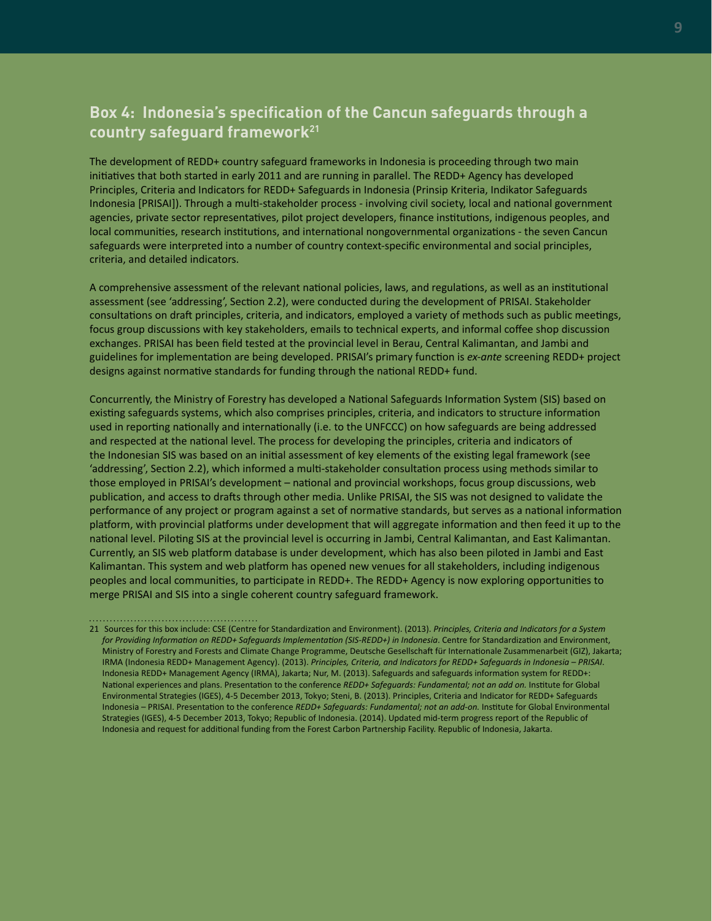## Box 4: Indonesia's specification of the Cancun safeguards through a country safeguard framework[21]

The development of REDD+ country safeguard frameworks in Indonesia is proceeding through two main initiatives that both started in early 2011 and are running in parallel. The REDD+ Agency has developed Principles, Criteria and Indicators for REDD+ Safeguards in Indonesia (Prinsip Kriteria, Indikator Safeguards Indonesia [PRISAI]). Through a multi-stakeholder process - involving civil society, local and national government agencies, private sector representatives, pilot project developers, finance institutions, indigenous peoples, and local communities, research institutions, and international nongovernmental organizations - the seven Cancun safeguards were interpreted into a number of country context-specific environmental and social principles, criteria, and detailed indicators.

A comprehensive assessment of the relevant national policies, laws, and regulations, as well as an institutional assessment (see 'addressing', Section 2.2), were conducted during the development of PRISAI. Stakeholder consultations on draft principles, criteria, and indicators, employed a variety of methods such as public meetings, focus group discussions with key stakeholders, emails to technical experts, and informal coffee shop discussion exchanges. PRISAI has been field tested at the provincial level in Berau, Central Kalimantan, and Jambi and guidelines for implementation are being developed. PRISAI's primary function is *ex-ante* screening REDD+ project designs against normative standards for funding through the national REDD+ fund.

Concurrently, the Ministry of Forestry has developed a National Safeguards Information System (SIS) based on existing safeguards systems, which also comprises principles, criteria, and indicators to structure information used in reporting nationally and internationally (i.e. to the UNFCCC) on how safeguards are being addressed and respected at the national level. The process for developing the principles, criteria and indicators of the Indonesian SIS was based on an initial assessment of key elements of the existing legal framework (see 'addressing', Section 2.2), which informed a multi-stakeholder consultation process using methods similar to those employed in PRISAI's development – national and provincial workshops, focus group discussions, web publication, and access to drafts through other media. Unlike PRISAI, the SIS was not designed to validate the performance of any project or program against a set of normative standards, but serves as a national information platform, with provincial platforms under development that will aggregate information and then feed it up to the national level. Piloting SIS at the provincial level is occurring in Jambi, Central Kalimantan, and East Kalimantan. Currently, an SIS web platform database is under development, which has also been piloted in Jambi and East Kalimantan. This system and web platform has opened new venues for all stakeholders, including indigenous peoples and local communities, to participate in REDD+. The REDD+ Agency is now exploring opportunities to merge PRISAI and SIS into a single coherent country safeguard framework.

---

21 Sources for this box include: CSE (Centre for Standardization and Environment). (2013). *Principles, Criteria and Indicators for a System for Providing Information on REDD+ Safeguards Implementation (SIS-REDD+) in Indonesia*. Centre for Standardization and Environment, Ministry of Forestry and Forests and Climate Change Programme, Deutsche Gesellschaft für Internationale Zusammenarbeit (GIZ), Jakarta; IRMA (Indonesia REDD+ Management Agency). (2013). *Principles, Criteria, and Indicators for REDD+ Safeguards in Indonesia – PRISAI*. Indonesia REDD+ Management Agency (IRMA), Jakarta; Nur, M. (2013). Safeguards and safeguards information system for REDD+: National experiences and plans. Presentation to the conference *REDD+ Safeguards: Fundamental; not an add on.* Institute for Global Environmental Strategies (IGES), 4-5 December 2013, Tokyo; Steni, B. (2013). Principles, Criteria and Indicator for REDD+ Safeguards Indonesia – PRISAI. Presentation to the conference *REDD+ Safeguards: Fundamental; not an add-on.* Institute for Global Environmental Strategies (IGES), 4-5 December 2013, Tokyo; Republic of Indonesia. (2014). Updated mid-term progress report of the Republic of Indonesia and request for additional funding from the Forest Carbon Partnership Facility. Republic of Indonesia, Jakarta.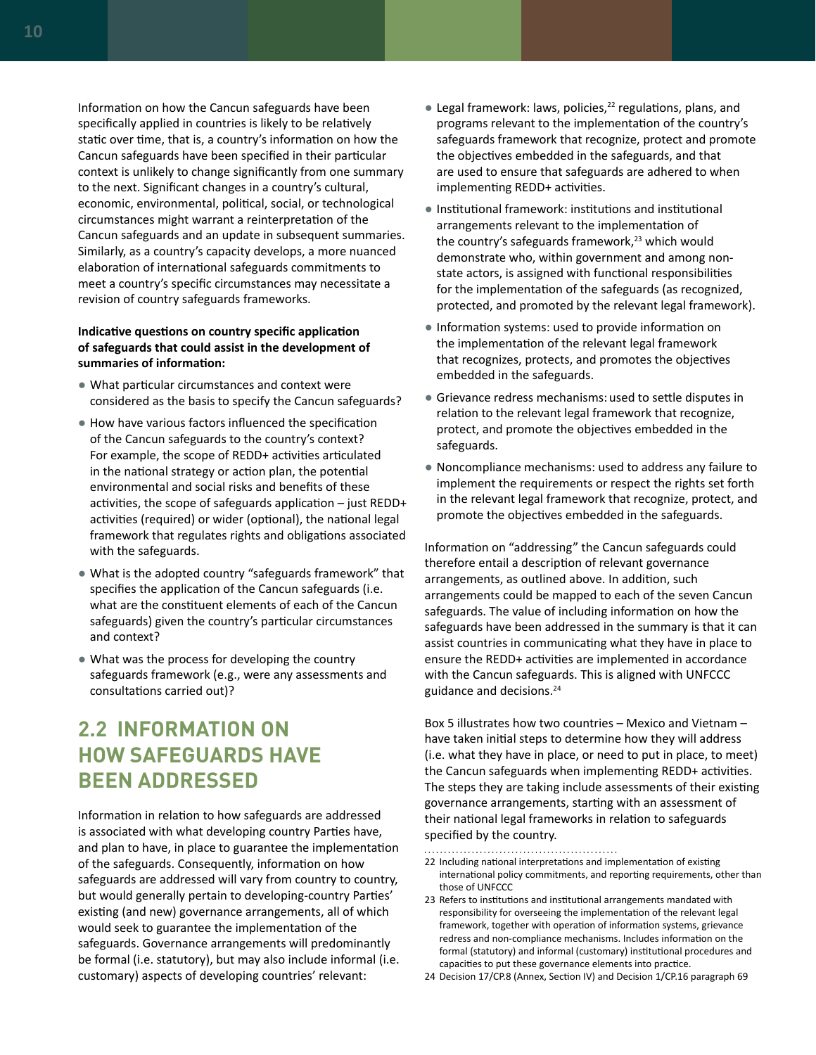Information on how the Cancun safeguards have been specifically applied in countries is likely to be relatively static over time, that is, a country's information on how the Cancun safeguards have been specified in their particular context is unlikely to change significantly from one summary to the next. Significant changes in a country's cultural, economic, environmental, political, social, or technological circumstances might warrant a reinterpretation of the Cancun safeguards and an update in subsequent summaries. Similarly, as a country's capacity develops, a more nuanced elaboration of international safeguards commitments to meet a country's specific circumstances may necessitate a revision of country safeguards frameworks.

**Indicative questions on country specific application of safeguards that could assist in the development of summaries of information:**

- What particular circumstances and context were considered as the basis to specify the Cancun safeguards?
- How have various factors influenced the specification of the Cancun safeguards to the country's context? For example, the scope of REDD+ activities articulated in the national strategy or action plan, the potential environmental and social risks and benefits of these activities, the scope of safeguards application – just REDD+ activities (required) or wider (optional), the national legal framework that regulates rights and obligations associated with the safeguards.
- What is the adopted country "safeguards framework" that specifies the application of the Cancun safeguards (i.e. what are the constituent elements of each of the Cancun safeguards) given the country's particular circumstances and context?
- What was the process for developing the country safeguards framework (e.g., were any assessments and consultations carried out)?

## 2.2 INFORMATION ON HOW SAFEGUARDS HAVE BEEN ADDRESSED

Information in relation to how safeguards are addressed is associated with what developing country Parties have, and plan to have, in place to guarantee the implementation of the safeguards. Consequently, information on how safeguards are addressed will vary from country to country, but would generally pertain to developing-country Parties' existing (and new) governance arrangements, all of which would seek to guarantee the implementation of the safeguards. Governance arrangements will predominantly be formal (i.e. statutory), but may also include informal (i.e. customary) aspects of developing countries' relevant:

- Legal framework: laws, policies,[22] regulations, plans, and programs relevant to the implementation of the country's safeguards framework that recognize, protect and promote the objectives embedded in the safeguards, and that are used to ensure that safeguards are adhered to when implementing REDD+ activities.
- Institutional framework: institutions and institutional arrangements relevant to the implementation of the country's safeguards framework,[23] which would demonstrate who, within government and among non-state actors, is assigned with functional responsibilities for the implementation of the safeguards (as recognized, protected, and promoted by the relevant legal framework).
- Information systems: used to provide information on the implementation of the relevant legal framework that recognizes, protects, and promotes the objectives embedded in the safeguards.
- Grievance redress mechanisms: used to settle disputes in relation to the relevant legal framework that recognize, protect, and promote the objectives embedded in the safeguards.
- Noncompliance mechanisms: used to address any failure to implement the requirements or respect the rights set forth in the relevant legal framework that recognize, protect, and promote the objectives embedded in the safeguards.

Information on "addressing" the Cancun safeguards could therefore entail a description of relevant governance arrangements, as outlined above. In addition, such arrangements could be mapped to each of the seven Cancun safeguards. The value of including information on how the safeguards have been addressed in the summary is that it can assist countries in communicating what they have in place to ensure the REDD+ activities are implemented in accordance with the Cancun safeguards. This is aligned with UNFCCC guidance and decisions.[24]

Box 5 illustrates how two countries – Mexico and Vietnam – have taken initial steps to determine how they will address (i.e. what they have in place, or need to put in place, to meet) the Cancun safeguards when implementing REDD+ activities. The steps they are taking include assessments of their existing governance arrangements, starting with an assessment of their national legal frameworks in relation to safeguards specified by the country.

---

22 Including national interpretations and implementation of existing international policy commitments, and reporting requirements, other than those of UNFCCC

23 Refers to institutions and institutional arrangements mandated with responsibility for overseeing the implementation of the relevant legal framework, together with operation of information systems, grievance redress and non-compliance mechanisms. Includes information on the formal (statutory) and informal (customary) institutional procedures and capacities to put these governance elements into practice.

24 Decision 17/CP.8 (Annex, Section IV) and Decision 1/CP.16 paragraph 69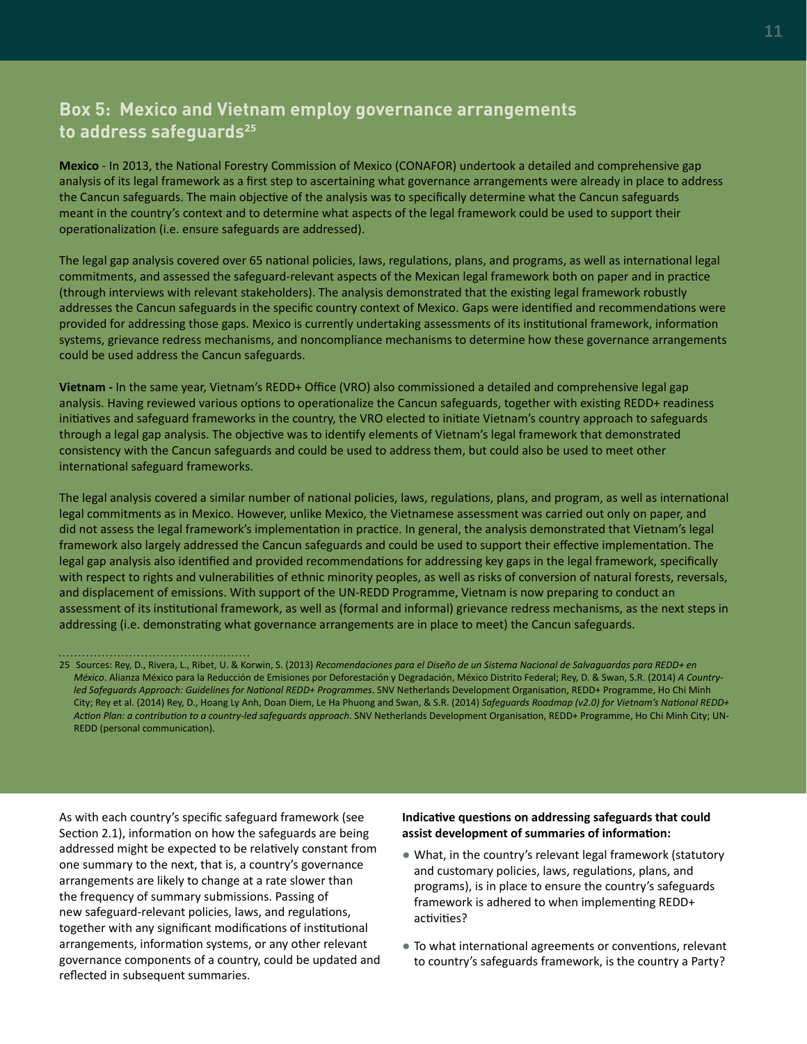## Box 5: Mexico and Vietnam employ governance arrangements to address safeguards[25]

**Mexico** - In 2013, the National Forestry Commission of Mexico (CONAFOR) undertook a detailed and comprehensive gap analysis of its legal framework as a first step to ascertaining what governance arrangements were already in place to address the Cancun safeguards. The main objective of the analysis was to specifically determine what the Cancun safeguards meant in the country's context and to determine what aspects of the legal framework could be used to support their operationalization (i.e. ensure safeguards are addressed).

The legal gap analysis covered over 65 national policies, laws, regulations, plans, and programs, as well as international legal commitments, and assessed the safeguard-relevant aspects of the Mexican legal framework both on paper and in practice (through interviews with relevant stakeholders). The analysis demonstrated that the existing legal framework robustly addresses the Cancun safeguards in the specific country context of Mexico. Gaps were identified and recommendations were provided for addressing those gaps. Mexico is currently undertaking assessments of its institutional framework, information systems, grievance redress mechanisms, and noncompliance mechanisms to determine how these governance arrangements could be used address the Cancun safeguards.

**Vietnam -** In the same year, Vietnam's REDD+ Office (VRO) also commissioned a detailed and comprehensive legal gap analysis. Having reviewed various options to operationalize the Cancun safeguards, together with existing REDD+ readiness initiatives and safeguard frameworks in the country, the VRO elected to initiate Vietnam's country approach to safeguards through a legal gap analysis. The objective was to identify elements of Vietnam's legal framework that demonstrated consistency with the Cancun safeguards and could be used to address them, but could also be used to meet other international safeguard frameworks.

The legal analysis covered a similar number of national policies, laws, regulations, plans, and program, as well as international legal commitments as in Mexico. However, unlike Mexico, the Vietnamese assessment was carried out only on paper, and did not assess the legal framework's implementation in practice. In general, the analysis demonstrated that Vietnam's legal framework also largely addressed the Cancun safeguards and could be used to support their effective implementation. The legal gap analysis also identified and provided recommendations for addressing key gaps in the legal framework, specifically with respect to rights and vulnerabilities of ethnic minority peoples, as well as risks of conversion of natural forests, reversals, and displacement of emissions. With support of the UN-REDD Programme, Vietnam is now preparing to conduct an assessment of its institutional framework, as well as (formal and informal) grievance redress mechanisms, as the next steps in addressing (i.e. demonstrating what governance arrangements are in place to meet) the Cancun safeguards.

25 Sources: Rey, D., Rivera, L., Ribet, U. & Korwin, S. (2013) *Recomendaciones para el Diseño de un Sistema Nacional de Salvaguardas para REDD+ en México*. Alianza México para la Reducción de Emisiones por Deforestación y Degradación, México Distrito Federal; Rey, D. & Swan, S.R. (2014) *A Country-led Safeguards Approach: Guidelines for National REDD+ Programmes*. SNV Netherlands Development Organisation, REDD+ Programme, Ho Chi Minh City; Rey et al. (2014) Rey, D., Hoang Ly Anh, Doan Diem, Le Ha Phuong and Swan, & S.R. (2014) *Safeguards Roadmap (v2.0) for Vietnam's National REDD+ Action Plan: a contribution to a country-led safeguards approach*. SNV Netherlands Development Organisation, REDD+ Programme, Ho Chi Minh City; UN-REDD (personal communication).

As with each country's specific safeguard framework (see Section 2.1), information on how the safeguards are being addressed might be expected to be relatively constant from one summary to the next, that is, a country's governance arrangements are likely to change at a rate slower than the frequency of summary submissions. Passing of new safeguard-relevant policies, laws, and regulations, together with any significant modifications of institutional arrangements, information systems, or any other relevant governance components of a country, could be updated and reflected in subsequent summaries.

**Indicative questions on addressing safeguards that could assist development of summaries of information:**

- What, in the country's relevant legal framework (statutory and customary policies, laws, regulations, plans, and programs), is in place to ensure the country's safeguards framework is adhered to when implementing REDD+ activities?
- To what international agreements or conventions, relevant to country's safeguards framework, is the country a Party?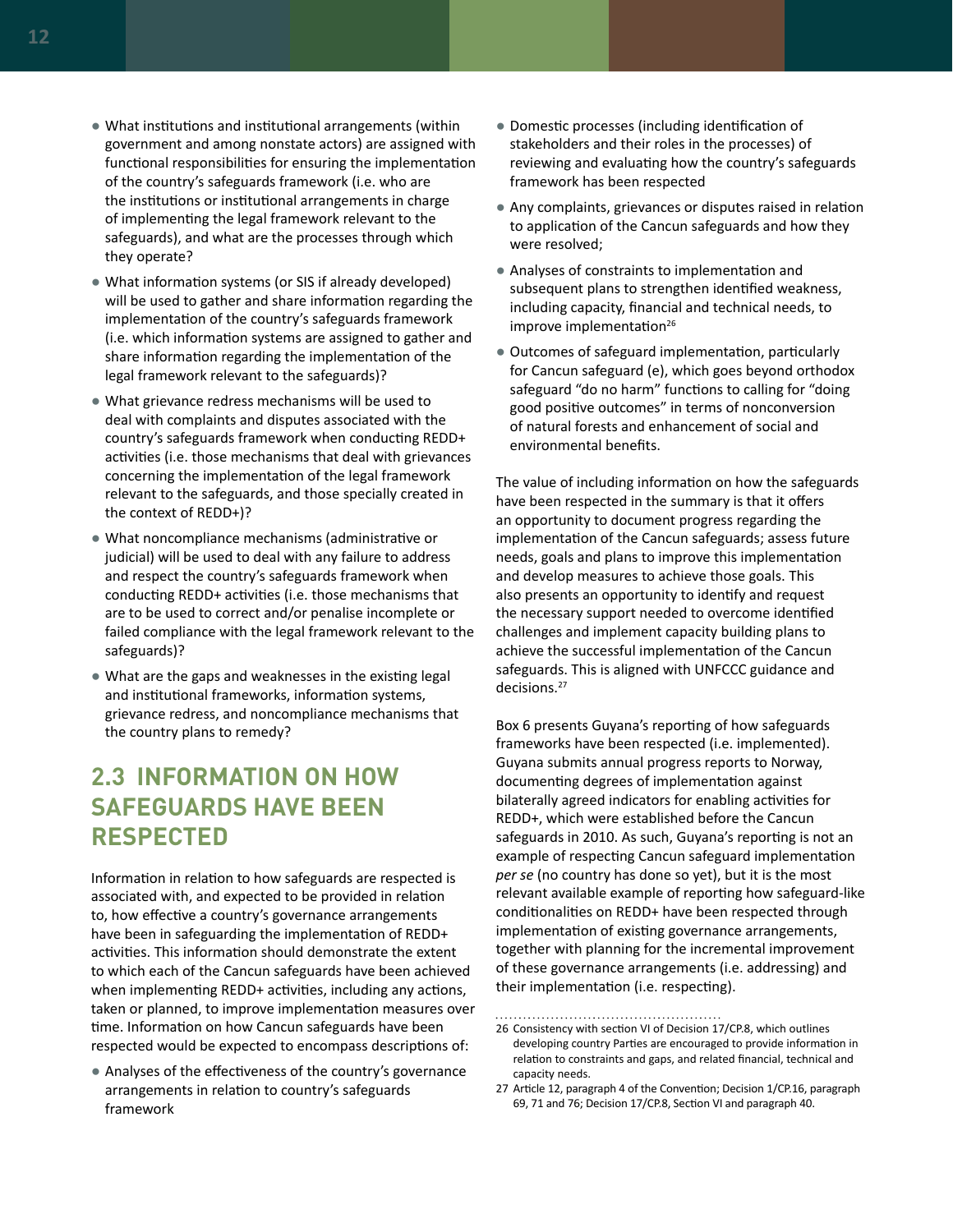- What institutions and institutional arrangements (within government and among nonstate actors) are assigned with functional responsibilities for ensuring the implementation of the country's safeguards framework (i.e. who are the institutions or institutional arrangements in charge of implementing the legal framework relevant to the safeguards), and what are the processes through which they operate?
- What information systems (or SIS if already developed) will be used to gather and share information regarding the implementation of the country's safeguards framework (i.e. which information systems are assigned to gather and share information regarding the implementation of the legal framework relevant to the safeguards)?
- What grievance redress mechanisms will be used to deal with complaints and disputes associated with the country's safeguards framework when conducting REDD+ activities (i.e. those mechanisms that deal with grievances concerning the implementation of the legal framework relevant to the safeguards, and those specially created in the context of REDD+)?
- What noncompliance mechanisms (administrative or judicial) will be used to deal with any failure to address and respect the country's safeguards framework when conducting REDD+ activities (i.e. those mechanisms that are to be used to correct and/or penalise incomplete or failed compliance with the legal framework relevant to the safeguards)?
- What are the gaps and weaknesses in the existing legal and institutional frameworks, information systems, grievance redress, and noncompliance mechanisms that the country plans to remedy?

## 2.3 INFORMATION ON HOW SAFEGUARDS HAVE BEEN RESPECTED

Information in relation to how safeguards are respected is associated with, and expected to be provided in relation to, how effective a country's governance arrangements have been in safeguarding the implementation of REDD+ activities. This information should demonstrate the extent to which each of the Cancun safeguards have been achieved when implementing REDD+ activities, including any actions, taken or planned, to improve implementation measures over time. Information on how Cancun safeguards have been respected would be expected to encompass descriptions of:

- Analyses of the effectiveness of the country's governance arrangements in relation to country's safeguards framework
- Domestic processes (including identification of stakeholders and their roles in the processes) of reviewing and evaluating how the country's safeguards framework has been respected
- Any complaints, grievances or disputes raised in relation to application of the Cancun safeguards and how they were resolved;
- Analyses of constraints to implementation and subsequent plans to strengthen identified weakness, including capacity, financial and technical needs, to improve implementation[26]
- Outcomes of safeguard implementation, particularly for Cancun safeguard (e), which goes beyond orthodox safeguard "do no harm" functions to calling for "doing good positive outcomes" in terms of nonconversion of natural forests and enhancement of social and environmental benefits.

The value of including information on how the safeguards have been respected in the summary is that it offers an opportunity to document progress regarding the implementation of the Cancun safeguards; assess future needs, goals and plans to improve this implementation and develop measures to achieve those goals. This also presents an opportunity to identify and request the necessary support needed to overcome identified challenges and implement capacity building plans to achieve the successful implementation of the Cancun safeguards. This is aligned with UNFCCC guidance and decisions.[27]

Box 6 presents Guyana's reporting of how safeguards frameworks have been respected (i.e. implemented). Guyana submits annual progress reports to Norway, documenting degrees of implementation against bilaterally agreed indicators for enabling activities for REDD+, which were established before the Cancun safeguards in 2010. As such, Guyana's reporting is not an example of respecting Cancun safeguard implementation *per se* (no country has done so yet), but it is the most relevant available example of reporting how safeguard-like conditionalities on REDD+ have been respected through implementation of existing governance arrangements, together with planning for the incremental improvement of these governance arrangements (i.e. addressing) and their implementation (i.e. respecting).

26 Consistency with section VI of Decision 17/CP.8, which outlines developing country Parties are encouraged to provide information in relation to constraints and gaps, and related financial, technical and capacity needs.

27 Article 12, paragraph 4 of the Convention; Decision 1/CP.16, paragraph 69, 71 and 76; Decision 17/CP.8, Section VI and paragraph 40.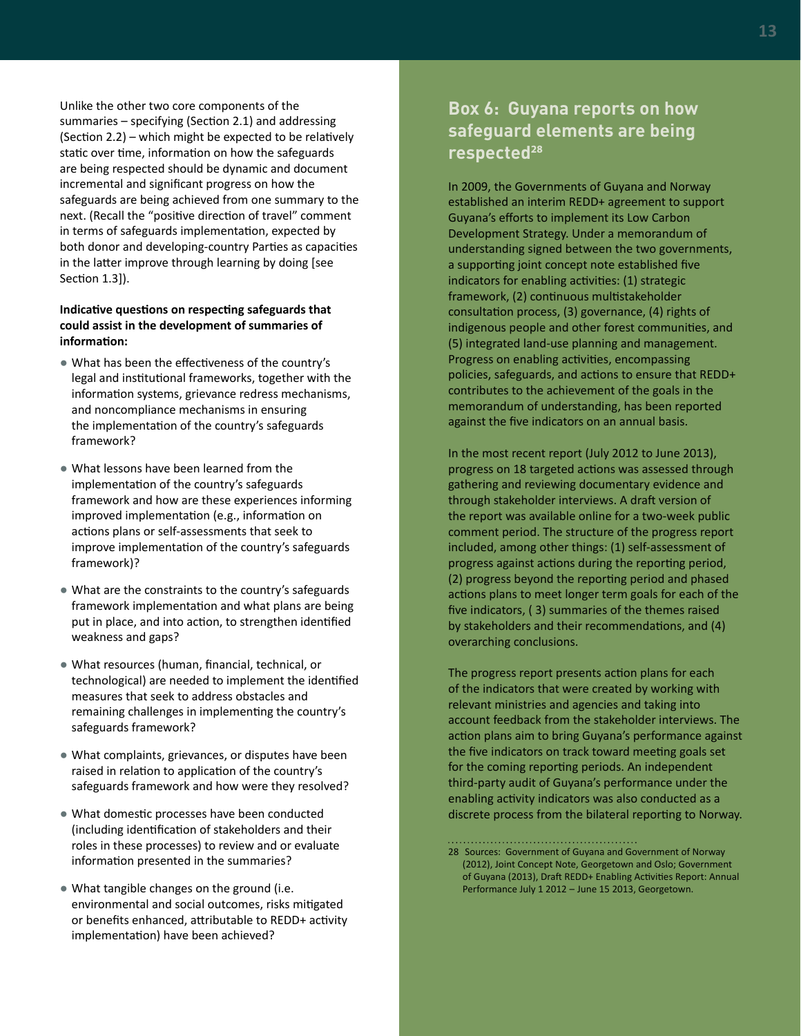Unlike the other two core components of the summaries – specifying (Section 2.1) and addressing (Section 2.2) – which might be expected to be relatively static over time, information on how the safeguards are being respected should be dynamic and document incremental and significant progress on how the safeguards are being achieved from one summary to the next. (Recall the "positive direction of travel" comment in terms of safeguards implementation, expected by both donor and developing-country Parties as capacities in the latter improve through learning by doing [see Section 1.3]).

**Indicative questions on respecting safeguards that could assist in the development of summaries of information:**

- What has been the effectiveness of the country's legal and institutional frameworks, together with the information systems, grievance redress mechanisms, and noncompliance mechanisms in ensuring the implementation of the country's safeguards framework?
- What lessons have been learned from the implementation of the country's safeguards framework and how are these experiences informing improved implementation (e.g., information on actions plans or self-assessments that seek to improve implementation of the country's safeguards framework)?
- What are the constraints to the country's safeguards framework implementation and what plans are being put in place, and into action, to strengthen identified weakness and gaps?
- What resources (human, financial, technical, or technological) are needed to implement the identified measures that seek to address obstacles and remaining challenges in implementing the country's safeguards framework?
- What complaints, grievances, or disputes have been raised in relation to application of the country's safeguards framework and how were they resolved?
- What domestic processes have been conducted (including identification of stakeholders and their roles in these processes) to review and or evaluate information presented in the summaries?
- What tangible changes on the ground (i.e. environmental and social outcomes, risks mitigated or benefits enhanced, attributable to REDD+ activity implementation) have been achieved?

## Box 6: Guyana reports on how safeguard elements are being respected[28]

In 2009, the Governments of Guyana and Norway established an interim REDD+ agreement to support Guyana's efforts to implement its Low Carbon Development Strategy. Under a memorandum of understanding signed between the two governments, a supporting joint concept note established five indicators for enabling activities: (1) strategic framework, (2) continuous multistakeholder consultation process, (3) governance, (4) rights of indigenous people and other forest communities, and (5) integrated land-use planning and management. Progress on enabling activities, encompassing policies, safeguards, and actions to ensure that REDD+ contributes to the achievement of the goals in the memorandum of understanding, has been reported against the five indicators on an annual basis.

In the most recent report (July 2012 to June 2013), progress on 18 targeted actions was assessed through gathering and reviewing documentary evidence and through stakeholder interviews. A draft version of the report was available online for a two-week public comment period. The structure of the progress report included, among other things: (1) self-assessment of progress against actions during the reporting period, (2) progress beyond the reporting period and phased actions plans to meet longer term goals for each of the five indicators, ( 3) summaries of the themes raised by stakeholders and their recommendations, and (4) overarching conclusions.

The progress report presents action plans for each of the indicators that were created by working with relevant ministries and agencies and taking into account feedback from the stakeholder interviews. The action plans aim to bring Guyana's performance against the five indicators on track toward meeting goals set for the coming reporting periods. An independent third-party audit of Guyana's performance under the enabling activity indicators was also conducted as a discrete process from the bilateral reporting to Norway.

28 Sources: Government of Guyana and Government of Norway (2012), Joint Concept Note, Georgetown and Oslo; Government of Guyana (2013), Draft REDD+ Enabling Activities Report: Annual Performance July 1 2012 – June 15 2013, Georgetown.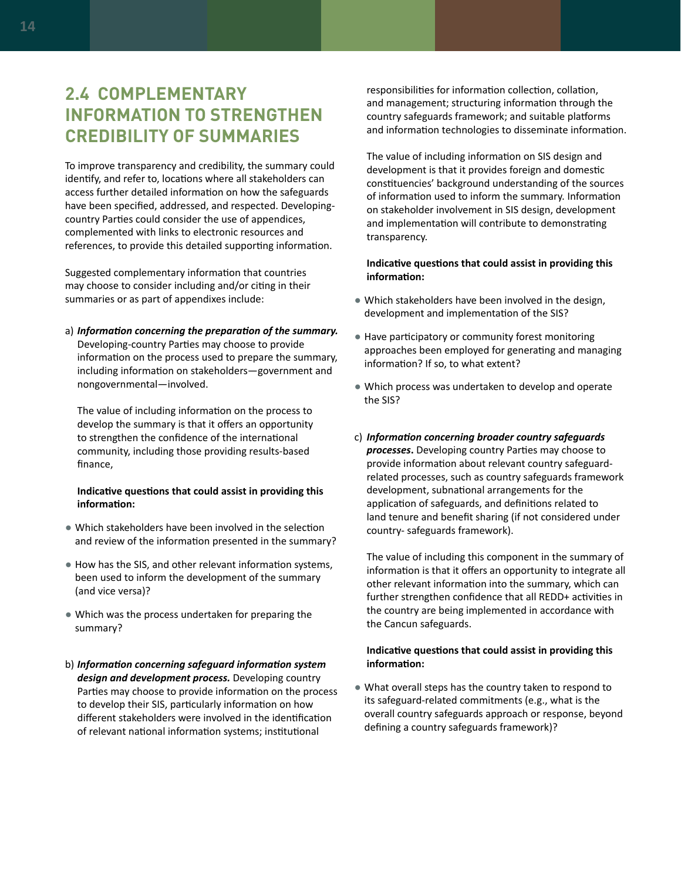## 2.4 COMPLEMENTARY INFORMATION TO STRENGTHEN CREDIBILITY OF SUMMARIES

To improve transparency and credibility, the summary could identify, and refer to, locations where all stakeholders can access further detailed information on how the safeguards have been specified, addressed, and respected. Developing-country Parties could consider the use of appendices, complemented with links to electronic resources and references, to provide this detailed supporting information.

Suggested complementary information that countries may choose to consider including and/or citing in their summaries or as part of appendixes include:

a) ***Information concerning the preparation of the summary.*** Developing-country Parties may choose to provide information on the process used to prepare the summary, including information on stakeholders—government and nongovernmental—involved.

The value of including information on the process to develop the summary is that it offers an opportunity to strengthen the confidence of the international community, including those providing results-based finance,

**Indicative questions that could assist in providing this information:**

- Which stakeholders have been involved in the selection and review of the information presented in the summary?
- How has the SIS, and other relevant information systems, been used to inform the development of the summary (and vice versa)?
- Which was the process undertaken for preparing the summary?

b) ***Information concerning safeguard information system design and development process.*** Developing country Parties may choose to provide information on the process to develop their SIS, particularly information on how different stakeholders were involved in the identification of relevant national information systems; institutional responsibilities for information collection, collation, and management; structuring information through the country safeguards framework; and suitable platforms and information technologies to disseminate information.

The value of including information on SIS design and development is that it provides foreign and domestic constituencies' background understanding of the sources of information used to inform the summary. Information on stakeholder involvement in SIS design, development and implementation will contribute to demonstrating transparency.

**Indicative questions that could assist in providing this information:**

- Which stakeholders have been involved in the design, development and implementation of the SIS?
- Have participatory or community forest monitoring approaches been employed for generating and managing information? If so, to what extent?
- Which process was undertaken to develop and operate the SIS?

c) ***Information concerning broader country safeguards processes.*** Developing country Parties may choose to provide information about relevant country safeguard-related processes, such as country safeguards framework development, subnational arrangements for the application of safeguards, and definitions related to land tenure and benefit sharing (if not considered under country- safeguards framework).

The value of including this component in the summary of information is that it offers an opportunity to integrate all other relevant information into the summary, which can further strengthen confidence that all REDD+ activities in the country are being implemented in accordance with the Cancun safeguards.

**Indicative questions that could assist in providing this information:**

- What overall steps has the country taken to respond to its safeguard-related commitments (e.g., what is the overall country safeguards approach or response, beyond defining a country safeguards framework)?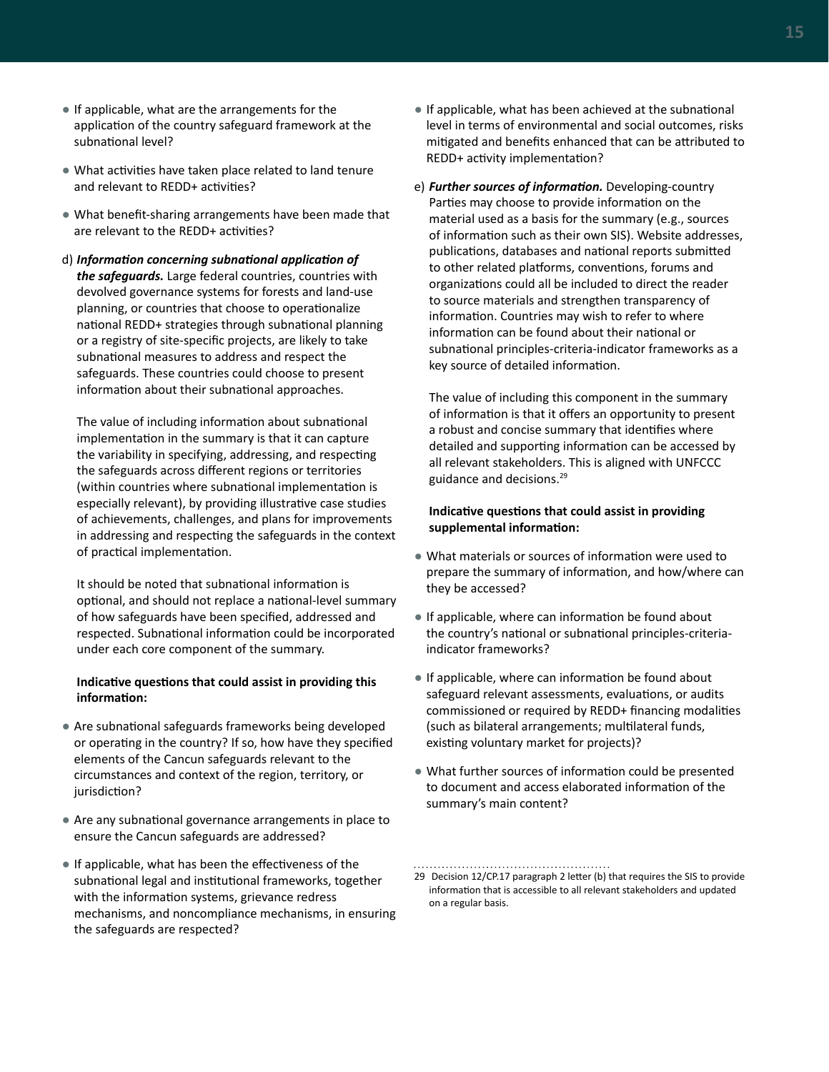- If applicable, what are the arrangements for the application of the country safeguard framework at the subnational level?
- What activities have taken place related to land tenure and relevant to REDD+ activities?
- What benefit-sharing arrangements have been made that are relevant to the REDD+ activities?

d) ***Information concerning subnational application of the safeguards.*** Large federal countries, countries with devolved governance systems for forests and land-use planning, or countries that choose to operationalize national REDD+ strategies through subnational planning or a registry of site-specific projects, are likely to take subnational measures to address and respect the safeguards. These countries could choose to present information about their subnational approaches.

The value of including information about subnational implementation in the summary is that it can capture the variability in specifying, addressing, and respecting the safeguards across different regions or territories (within countries where subnational implementation is especially relevant), by providing illustrative case studies of achievements, challenges, and plans for improvements in addressing and respecting the safeguards in the context of practical implementation.

It should be noted that subnational information is optional, and should not replace a national-level summary of how safeguards have been specified, addressed and respected. Subnational information could be incorporated under each core component of the summary.

**Indicative questions that could assist in providing this information:**

- Are subnational safeguards frameworks being developed or operating in the country? If so, how have they specified elements of the Cancun safeguards relevant to the circumstances and context of the region, territory, or jurisdiction?
- Are any subnational governance arrangements in place to ensure the Cancun safeguards are addressed?
- If applicable, what has been the effectiveness of the subnational legal and institutional frameworks, together with the information systems, grievance redress mechanisms, and noncompliance mechanisms, in ensuring the safeguards are respected?
- If applicable, what has been achieved at the subnational level in terms of environmental and social outcomes, risks mitigated and benefits enhanced that can be attributed to REDD+ activity implementation?

e) ***Further sources of information.*** Developing-country Parties may choose to provide information on the material used as a basis for the summary (e.g., sources of information such as their own SIS). Website addresses, publications, databases and national reports submitted to other related platforms, conventions, forums and organizations could all be included to direct the reader to source materials and strengthen transparency of information. Countries may wish to refer to where information can be found about their national or subnational principles-criteria-indicator frameworks as a key source of detailed information.

The value of including this component in the summary of information is that it offers an opportunity to present a robust and concise summary that identifies where detailed and supporting information can be accessed by all relevant stakeholders. This is aligned with UNFCCC guidance and decisions.[29]

**Indicative questions that could assist in providing supplemental information:**

- What materials or sources of information were used to prepare the summary of information, and how/where can they be accessed?
- If applicable, where can information be found about the country's national or subnational principles-criteria-indicator frameworks?
- If applicable, where can information be found about safeguard relevant assessments, evaluations, or audits commissioned or required by REDD+ financing modalities (such as bilateral arrangements; multilateral funds, existing voluntary market for projects)?
- What further sources of information could be presented to document and access elaborated information of the summary's main content?

---

29 Decision 12/CP.17 paragraph 2 letter (b) that requires the SIS to provide information that is accessible to all relevant stakeholders and updated on a regular basis.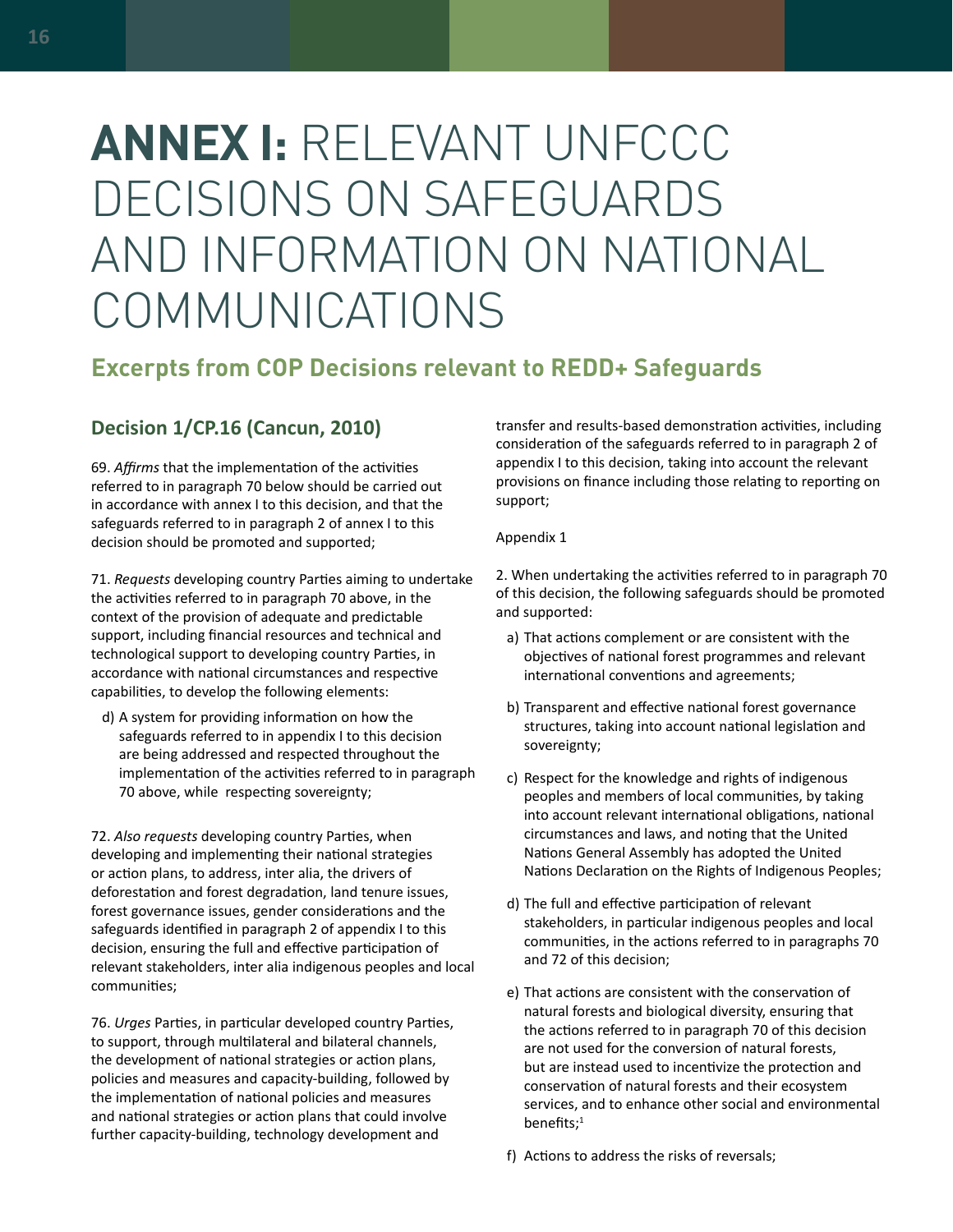# **ANNEX I:** RELEVANT UNFCCC DECISIONS ON SAFEGUARDS AND INFORMATION ON NATIONAL COMMUNICATIONS

## Excerpts from COP Decisions relevant to REDD+ Safeguards

### Decision 1/CP.16 (Cancun, 2010)

69. *Affirms* that the implementation of the activities referred to in paragraph 70 below should be carried out in accordance with annex I to this decision, and that the safeguards referred to in paragraph 2 of annex I to this decision should be promoted and supported;

71. *Requests* developing country Parties aiming to undertake the activities referred to in paragraph 70 above, in the context of the provision of adequate and predictable support, including financial resources and technical and technological support to developing country Parties, in accordance with national circumstances and respective capabilities, to develop the following elements:

d) A system for providing information on how the safeguards referred to in appendix I to this decision are being addressed and respected throughout the implementation of the activities referred to in paragraph 70 above, while respecting sovereignty;

72. *Also requests* developing country Parties, when developing and implementing their national strategies or action plans, to address, inter alia, the drivers of deforestation and forest degradation, land tenure issues, forest governance issues, gender considerations and the safeguards identified in paragraph 2 of appendix I to this decision, ensuring the full and effective participation of relevant stakeholders, inter alia indigenous peoples and local communities;

76. *Urges* Parties, in particular developed country Parties, to support, through multilateral and bilateral channels, the development of national strategies or action plans, policies and measures and capacity-building, followed by the implementation of national policies and measures and national strategies or action plans that could involve further capacity-building, technology development and transfer and results-based demonstration activities, including consideration of the safeguards referred to in paragraph 2 of appendix I to this decision, taking into account the relevant provisions on finance including those relating to reporting on support;

Appendix 1

2. When undertaking the activities referred to in paragraph 70 of this decision, the following safeguards should be promoted and supported:

a) That actions complement or are consistent with the objectives of national forest programmes and relevant international conventions and agreements;

b) Transparent and effective national forest governance structures, taking into account national legislation and sovereignty;

c) Respect for the knowledge and rights of indigenous peoples and members of local communities, by taking into account relevant international obligations, national circumstances and laws, and noting that the United Nations General Assembly has adopted the United Nations Declaration on the Rights of Indigenous Peoples;

d) The full and effective participation of relevant stakeholders, in particular indigenous peoples and local communities, in the actions referred to in paragraphs 70 and 72 of this decision;

e) That actions are consistent with the conservation of natural forests and biological diversity, ensuring that the actions referred to in paragraph 70 of this decision are not used for the conversion of natural forests, but are instead used to incentivize the protection and conservation of natural forests and their ecosystem services, and to enhance other social and environmental benefits;[1]

f) Actions to address the risks of reversals;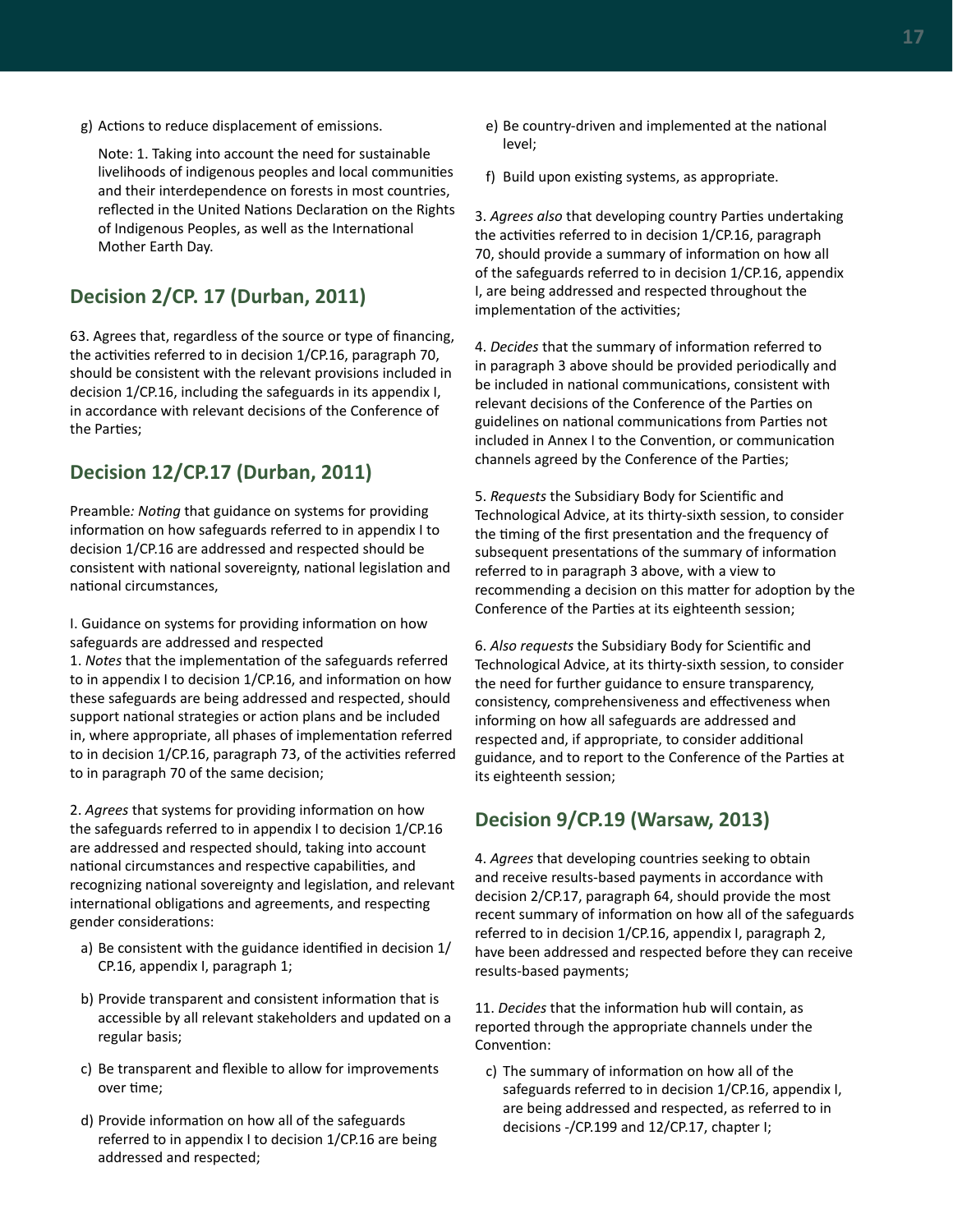g) Actions to reduce displacement of emissions.

Note: 1. Taking into account the need for sustainable livelihoods of indigenous peoples and local communities and their interdependence on forests in most countries, reflected in the United Nations Declaration on the Rights of Indigenous Peoples, as well as the International Mother Earth Day.

## Decision 2/CP. 17 (Durban, 2011)

63. Agrees that, regardless of the source or type of financing, the activities referred to in decision 1/CP.16, paragraph 70, should be consistent with the relevant provisions included in decision 1/CP.16, including the safeguards in its appendix I, in accordance with relevant decisions of the Conference of the Parties;

## Decision 12/CP.17 (Durban, 2011)

Preamble*: Noting* that guidance on systems for providing information on how safeguards referred to in appendix I to decision 1/CP.16 are addressed and respected should be consistent with national sovereignty, national legislation and national circumstances,

I. Guidance on systems for providing information on how safeguards are addressed and respected

1. *Notes* that the implementation of the safeguards referred to in appendix I to decision 1/CP.16, and information on how these safeguards are being addressed and respected, should support national strategies or action plans and be included in, where appropriate, all phases of implementation referred to in decision 1/CP.16, paragraph 73, of the activities referred to in paragraph 70 of the same decision;

2. *Agrees* that systems for providing information on how the safeguards referred to in appendix I to decision 1/CP.16 are addressed and respected should, taking into account national circumstances and respective capabilities, and recognizing national sovereignty and legislation, and relevant international obligations and agreements, and respecting gender considerations:

a) Be consistent with the guidance identified in decision 1/ CP.16, appendix I, paragraph 1;

b) Provide transparent and consistent information that is accessible by all relevant stakeholders and updated on a regular basis;

c) Be transparent and flexible to allow for improvements over time;

d) Provide information on how all of the safeguards referred to in appendix I to decision 1/CP.16 are being addressed and respected;

e) Be country-driven and implemented at the national level;

f) Build upon existing systems, as appropriate.

3. *Agrees also* that developing country Parties undertaking the activities referred to in decision 1/CP.16, paragraph 70, should provide a summary of information on how all of the safeguards referred to in decision 1/CP.16, appendix I, are being addressed and respected throughout the implementation of the activities;

4. *Decides* that the summary of information referred to in paragraph 3 above should be provided periodically and be included in national communications, consistent with relevant decisions of the Conference of the Parties on guidelines on national communications from Parties not included in Annex I to the Convention, or communication channels agreed by the Conference of the Parties;

5. *Requests* the Subsidiary Body for Scientific and Technological Advice, at its thirty-sixth session, to consider the timing of the first presentation and the frequency of subsequent presentations of the summary of information referred to in paragraph 3 above, with a view to recommending a decision on this matter for adoption by the Conference of the Parties at its eighteenth session;

6. *Also requests* the Subsidiary Body for Scientific and Technological Advice, at its thirty-sixth session, to consider the need for further guidance to ensure transparency, consistency, comprehensiveness and effectiveness when informing on how all safeguards are addressed and respected and, if appropriate, to consider additional guidance, and to report to the Conference of the Parties at its eighteenth session;

## Decision 9/CP.19 (Warsaw, 2013)

4. *Agrees* that developing countries seeking to obtain and receive results-based payments in accordance with decision 2/CP.17, paragraph 64, should provide the most recent summary of information on how all of the safeguards referred to in decision 1/CP.16, appendix I, paragraph 2, have been addressed and respected before they can receive results-based payments;

11. *Decides* that the information hub will contain, as reported through the appropriate channels under the Convention:

c) The summary of information on how all of the safeguards referred to in decision 1/CP.16, appendix I, are being addressed and respected, as referred to in decisions -/CP.199 and 12/CP.17, chapter I;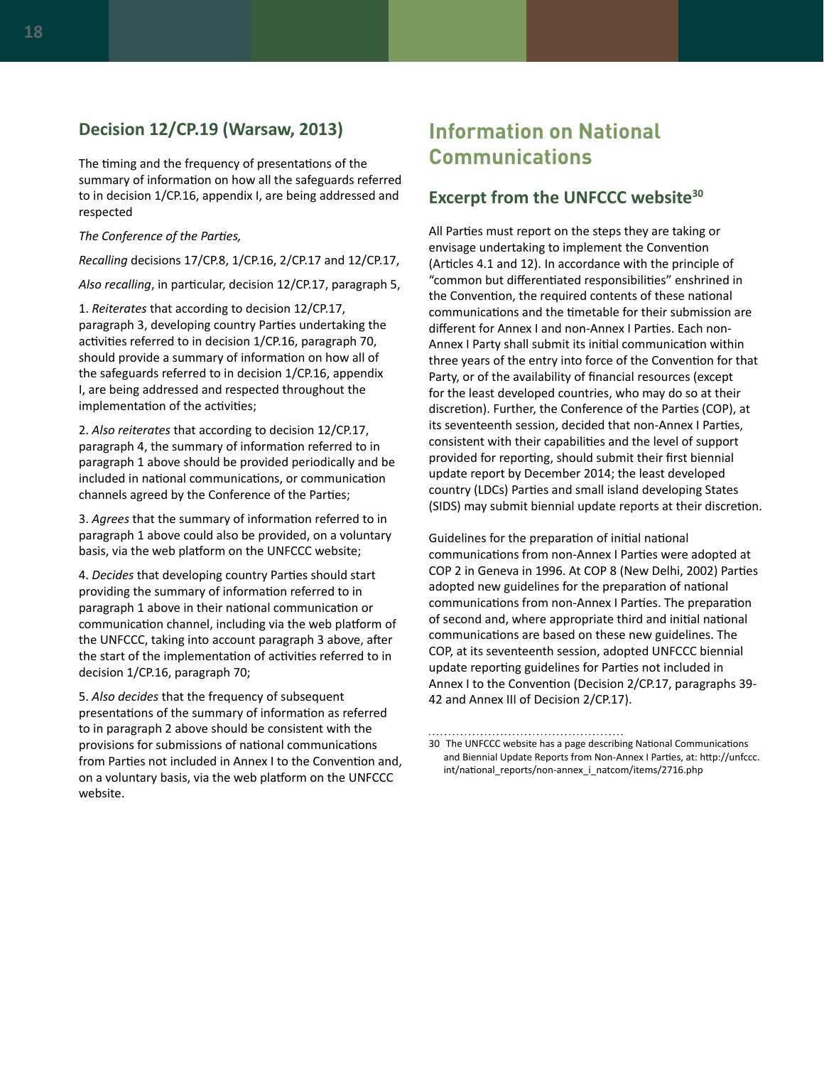### Decision 12/CP.19 (Warsaw, 2013)

The timing and the frequency of presentations of the summary of information on how all the safeguards referred to in decision 1/CP.16, appendix I, are being addressed and respected

*The Conference of the Parties,*

*Recalling* decisions 17/CP.8, 1/CP.16, 2/CP.17 and 12/CP.17,

*Also recalling*, in particular, decision 12/CP.17, paragraph 5,

1. *Reiterates* that according to decision 12/CP.17, paragraph 3, developing country Parties undertaking the activities referred to in decision 1/CP.16, paragraph 70, should provide a summary of information on how all of the safeguards referred to in decision 1/CP.16, appendix I, are being addressed and respected throughout the implementation of the activities;

2. *Also reiterates* that according to decision 12/CP.17, paragraph 4, the summary of information referred to in paragraph 1 above should be provided periodically and be included in national communications, or communication channels agreed by the Conference of the Parties;

3. *Agrees* that the summary of information referred to in paragraph 1 above could also be provided, on a voluntary basis, via the web platform on the UNFCCC website;

4. *Decides* that developing country Parties should start providing the summary of information referred to in paragraph 1 above in their national communication or communication channel, including via the web platform of the UNFCCC, taking into account paragraph 3 above, after the start of the implementation of activities referred to in decision 1/CP.16, paragraph 70;

5. *Also decides* that the frequency of subsequent presentations of the summary of information as referred to in paragraph 2 above should be consistent with the provisions for submissions of national communications from Parties not included in Annex I to the Convention and, on a voluntary basis, via the web platform on the UNFCCC website.

## Information on National Communications

### Excerpt from the UNFCCC website[30]

All Parties must report on the steps they are taking or envisage undertaking to implement the Convention (Articles 4.1 and 12). In accordance with the principle of "common but differentiated responsibilities" enshrined in the Convention, the required contents of these national communications and the timetable for their submission are different for Annex I and non-Annex I Parties. Each non-Annex I Party shall submit its initial communication within three years of the entry into force of the Convention for that Party, or of the availability of financial resources (except for the least developed countries, who may do so at their discretion). Further, the Conference of the Parties (COP), at its seventeenth session, decided that non-Annex I Parties, consistent with their capabilities and the level of support provided for reporting, should submit their first biennial update report by December 2014; the least developed country (LDCs) Parties and small island developing States (SIDS) may submit biennial update reports at their discretion.

Guidelines for the preparation of initial national communications from non-Annex I Parties were adopted at COP 2 in Geneva in 1996. At COP 8 (New Delhi, 2002) Parties adopted new guidelines for the preparation of national communications from non-Annex I Parties. The preparation of second and, where appropriate third and initial national communications are based on these new guidelines. The COP, at its seventeenth session, adopted UNFCCC biennial update reporting guidelines for Parties not included in Annex I to the Convention (Decision 2/CP.17, paragraphs 39-42 and Annex III of Decision 2/CP.17).

30 The UNFCCC website has a page describing National Communications and Biennial Update Reports from Non-Annex I Parties, at: http://unfccc.int/national_reports/non-annex_i_natcom/items/2716.php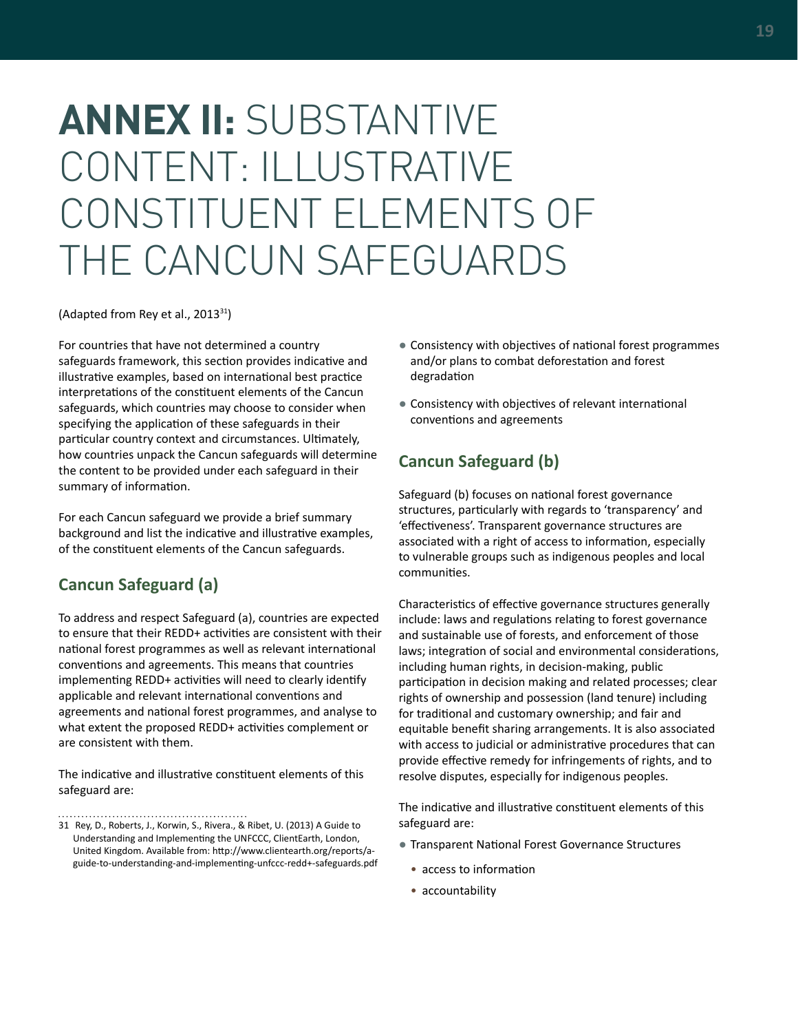# **ANNEX II:** SUBSTANTIVE CONTENT: ILLUSTRATIVE CONSTITUENT ELEMENTS OF THE CANCUN SAFEGUARDS

(Adapted from Rey et al., 2013[31])

For countries that have not determined a country safeguards framework, this section provides indicative and illustrative examples, based on international best practice interpretations of the constituent elements of the Cancun safeguards, which countries may choose to consider when specifying the application of these safeguards in their particular country context and circumstances. Ultimately, how countries unpack the Cancun safeguards will determine the content to be provided under each safeguard in their summary of information.

For each Cancun safeguard we provide a brief summary background and list the indicative and illustrative examples, of the constituent elements of the Cancun safeguards.

## Cancun Safeguard (a)

To address and respect Safeguard (a), countries are expected to ensure that their REDD+ activities are consistent with their national forest programmes as well as relevant international conventions and agreements. This means that countries implementing REDD+ activities will need to clearly identify applicable and relevant international conventions and agreements and national forest programmes, and analyse to what extent the proposed REDD+ activities complement or are consistent with them.

The indicative and illustrative constituent elements of this safeguard are:

- Consistency with objectives of national forest programmes and/or plans to combat deforestation and forest degradation
- Consistency with objectives of relevant international conventions and agreements

## Cancun Safeguard (b)

Safeguard (b) focuses on national forest governance structures, particularly with regards to 'transparency' and 'effectiveness'. Transparent governance structures are associated with a right of access to information, especially to vulnerable groups such as indigenous peoples and local communities.

Characteristics of effective governance structures generally include: laws and regulations relating to forest governance and sustainable use of forests, and enforcement of those laws; integration of social and environmental considerations, including human rights, in decision-making, public participation in decision making and related processes; clear rights of ownership and possession (land tenure) including for traditional and customary ownership; and fair and equitable benefit sharing arrangements. It is also associated with access to judicial or administrative procedures that can provide effective remedy for infringements of rights, and to resolve disputes, especially for indigenous peoples.

The indicative and illustrative constituent elements of this safeguard are:

- Transparent National Forest Governance Structures
  - access to information
  - accountability

31 Rey, D., Roberts, J., Korwin, S., Rivera., & Ribet, U. (2013) A Guide to Understanding and Implementing the UNFCCC, ClientEarth, London, United Kingdom. Available from: http://www.clientearth.org/reports/a-guide-to-understanding-and-implementing-unfccc-redd+-safeguards.pdf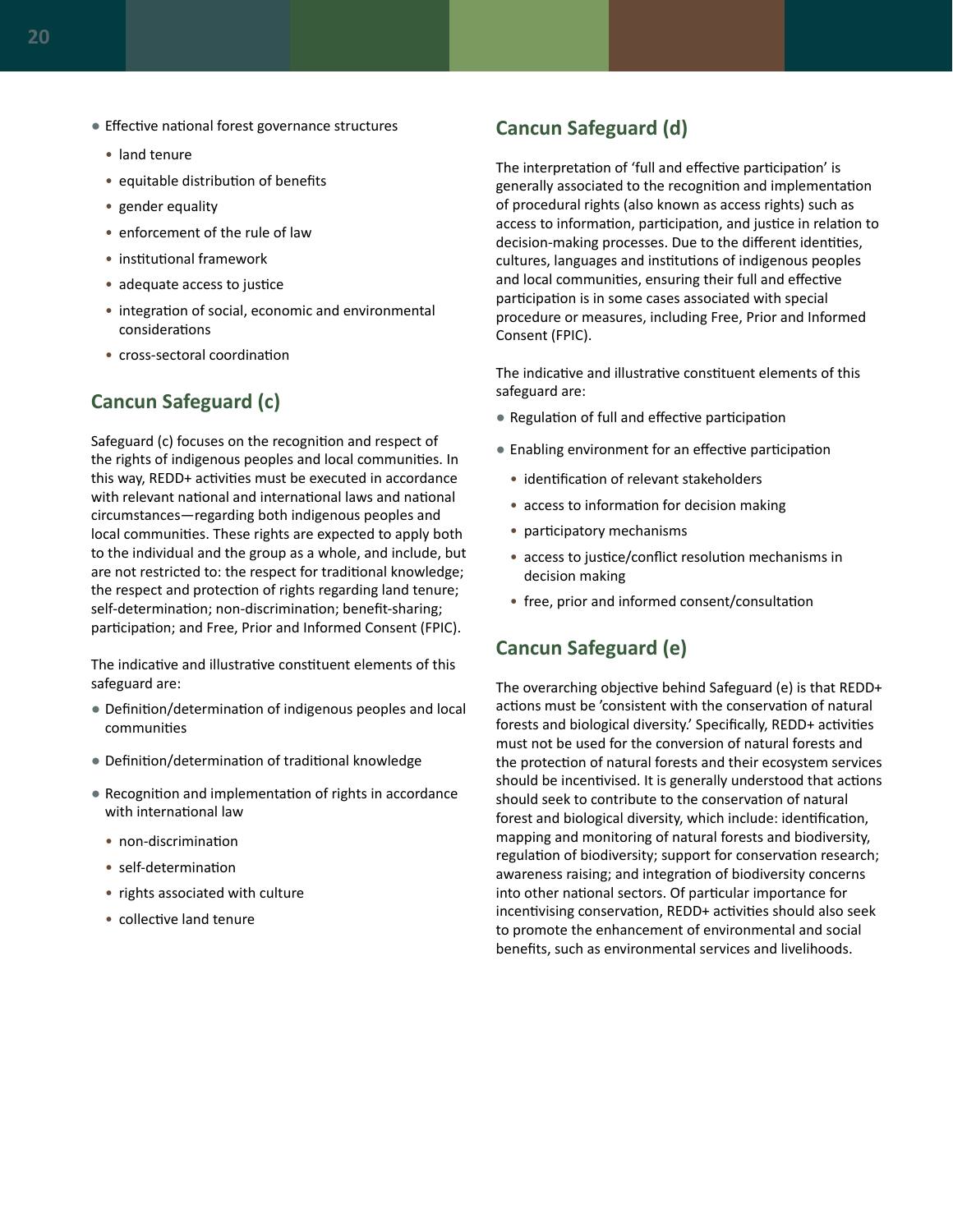- Effective national forest governance structures
  - land tenure
  - equitable distribution of benefits
  - gender equality
  - enforcement of the rule of law
  - institutional framework
  - adequate access to justice
  - integration of social, economic and environmental considerations
  - cross-sectoral coordination

## Cancun Safeguard (c)

Safeguard (c) focuses on the recognition and respect of the rights of indigenous peoples and local communities. In this way, REDD+ activities must be executed in accordance with relevant national and international laws and national circumstances—regarding both indigenous peoples and local communities. These rights are expected to apply both to the individual and the group as a whole, and include, but are not restricted to: the respect for traditional knowledge; the respect and protection of rights regarding land tenure; self-determination; non-discrimination; benefit-sharing; participation; and Free, Prior and Informed Consent (FPIC).

The indicative and illustrative constituent elements of this safeguard are:

- Definition/determination of indigenous peoples and local communities
- Definition/determination of traditional knowledge
- Recognition and implementation of rights in accordance with international law
  - non-discrimination
  - self-determination
  - rights associated with culture
  - collective land tenure

## Cancun Safeguard (d)

The interpretation of 'full and effective participation' is generally associated to the recognition and implementation of procedural rights (also known as access rights) such as access to information, participation, and justice in relation to decision-making processes. Due to the different identities, cultures, languages and institutions of indigenous peoples and local communities, ensuring their full and effective participation is in some cases associated with special procedure or measures, including Free, Prior and Informed Consent (FPIC).

The indicative and illustrative constituent elements of this safeguard are:

- Regulation of full and effective participation
- Enabling environment for an effective participation
  - identification of relevant stakeholders
  - access to information for decision making
  - participatory mechanisms
  - access to justice/conflict resolution mechanisms in decision making
  - free, prior and informed consent/consultation

## Cancun Safeguard (e)

The overarching objective behind Safeguard (e) is that REDD+ actions must be 'consistent with the conservation of natural forests and biological diversity.' Specifically, REDD+ activities must not be used for the conversion of natural forests and the protection of natural forests and their ecosystem services should be incentivised. It is generally understood that actions should seek to contribute to the conservation of natural forest and biological diversity, which include: identification, mapping and monitoring of natural forests and biodiversity, regulation of biodiversity; support for conservation research; awareness raising; and integration of biodiversity concerns into other national sectors. Of particular importance for incentivising conservation, REDD+ activities should also seek to promote the enhancement of environmental and social benefits, such as environmental services and livelihoods.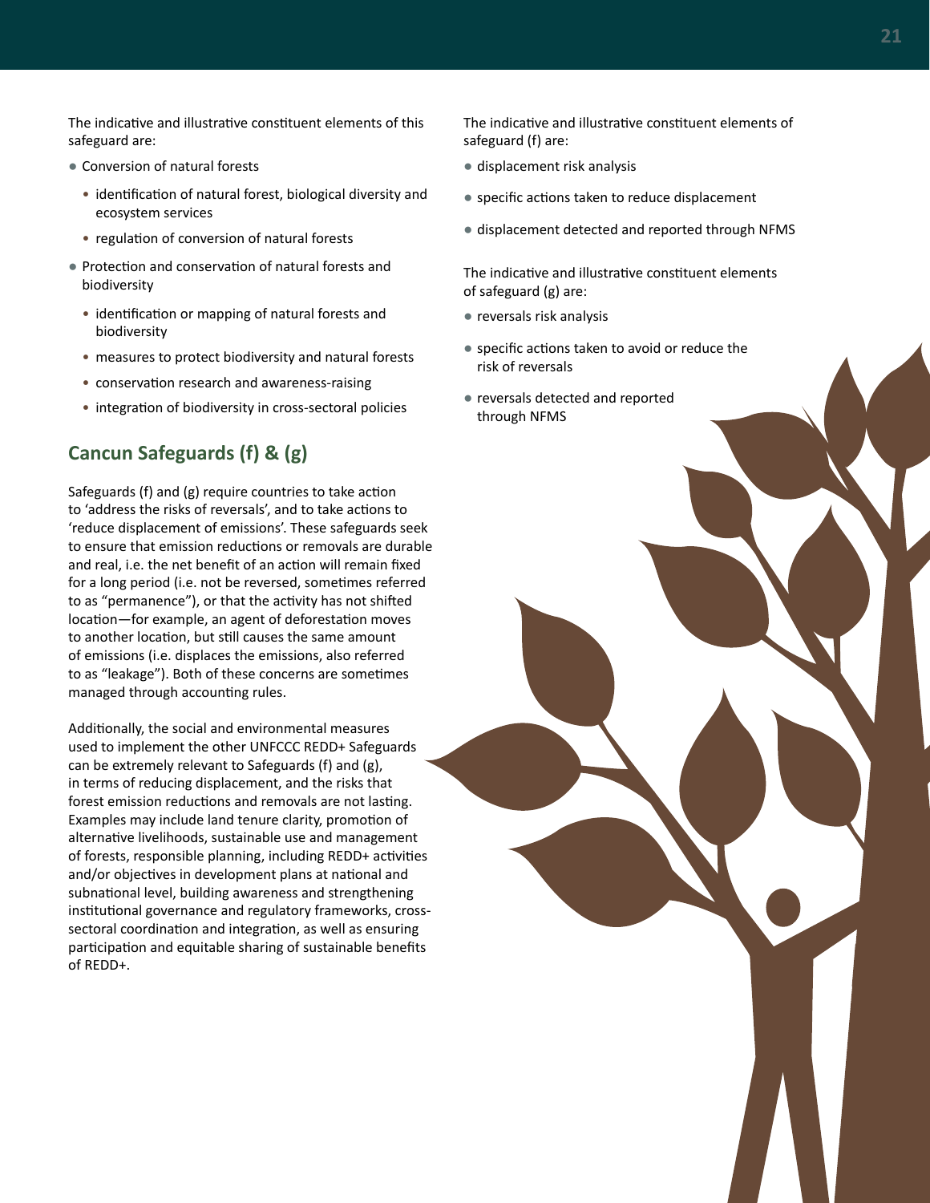The indicative and illustrative constituent elements of this safeguard are:

- Conversion of natural forests
  - identification of natural forest, biological diversity and ecosystem services
  - regulation of conversion of natural forests
- Protection and conservation of natural forests and biodiversity
  - identification or mapping of natural forests and biodiversity
  - measures to protect biodiversity and natural forests
  - conservation research and awareness-raising
  - integration of biodiversity in cross-sectoral policies

## Cancun Safeguards (f) & (g)

Safeguards (f) and (g) require countries to take action to 'address the risks of reversals', and to take actions to 'reduce displacement of emissions'. These safeguards seek to ensure that emission reductions or removals are durable and real, i.e. the net benefit of an action will remain fixed for a long period (i.e. not be reversed, sometimes referred to as "permanence"), or that the activity has not shifted location—for example, an agent of deforestation moves to another location, but still causes the same amount of emissions (i.e. displaces the emissions, also referred to as "leakage"). Both of these concerns are sometimes managed through accounting rules.

Additionally, the social and environmental measures used to implement the other UNFCCC REDD+ Safeguards can be extremely relevant to Safeguards (f) and (g), in terms of reducing displacement, and the risks that forest emission reductions and removals are not lasting. Examples may include land tenure clarity, promotion of alternative livelihoods, sustainable use and management of forests, responsible planning, including REDD+ activities and/or objectives in development plans at national and subnational level, building awareness and strengthening institutional governance and regulatory frameworks, cross-sectoral coordination and integration, as well as ensuring participation and equitable sharing of sustainable benefits of REDD+.

The indicative and illustrative constituent elements of safeguard (f) are:

- displacement risk analysis
- specific actions taken to reduce displacement
- displacement detected and reported through NFMS

The indicative and illustrative constituent elements of safeguard (g) are:

- reversals risk analysis
- specific actions taken to avoid or reduce the risk of reversals
- reversals detected and reported through NFMS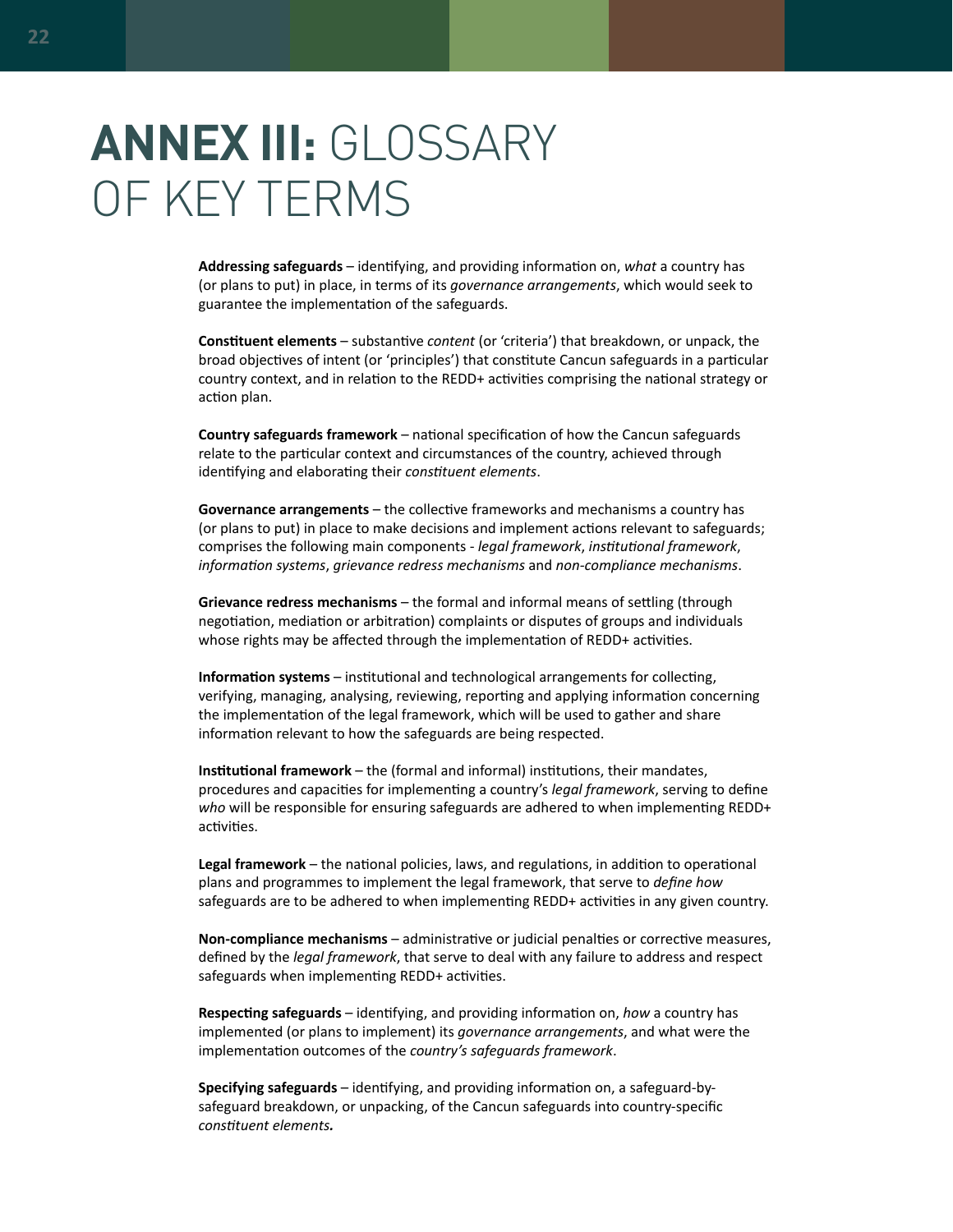# ANNEX III: GLOSSARY OF KEY TERMS

**Addressing safeguards** – identifying, and providing information on, *what* a country has (or plans to put) in place, in terms of its *governance arrangements*, which would seek to guarantee the implementation of the safeguards.

**Constituent elements** – substantive *content* (or 'criteria') that breakdown, or unpack, the broad objectives of intent (or 'principles') that constitute Cancun safeguards in a particular country context, and in relation to the REDD+ activities comprising the national strategy or action plan.

**Country safeguards framework** – national specification of how the Cancun safeguards relate to the particular context and circumstances of the country, achieved through identifying and elaborating their *constituent elements*.

**Governance arrangements** – the collective frameworks and mechanisms a country has (or plans to put) in place to make decisions and implement actions relevant to safeguards; comprises the following main components - *legal framework*, *institutional framework*, *information systems*, *grievance redress mechanisms* and *non-compliance mechanisms*.

**Grievance redress mechanisms** – the formal and informal means of settling (through negotiation, mediation or arbitration) complaints or disputes of groups and individuals whose rights may be affected through the implementation of REDD+ activities.

**Information systems** – institutional and technological arrangements for collecting, verifying, managing, analysing, reviewing, reporting and applying information concerning the implementation of the legal framework, which will be used to gather and share information relevant to how the safeguards are being respected.

**Institutional framework** – the (formal and informal) institutions, their mandates, procedures and capacities for implementing a country's *legal framework*, serving to define *who* will be responsible for ensuring safeguards are adhered to when implementing REDD+ activities.

**Legal framework** – the national policies, laws, and regulations, in addition to operational plans and programmes to implement the legal framework, that serve to *define how* safeguards are to be adhered to when implementing REDD+ activities in any given country.

**Non-compliance mechanisms** – administrative or judicial penalties or corrective measures, defined by the *legal framework*, that serve to deal with any failure to address and respect safeguards when implementing REDD+ activities.

**Respecting safeguards** – identifying, and providing information on, *how* a country has implemented (or plans to implement) its *governance arrangements*, and what were the implementation outcomes of the *country's safeguards framework*.

**Specifying safeguards** – identifying, and providing information on, a safeguard-by-safeguard breakdown, or unpacking, of the Cancun safeguards into country-specific *constituent elements.*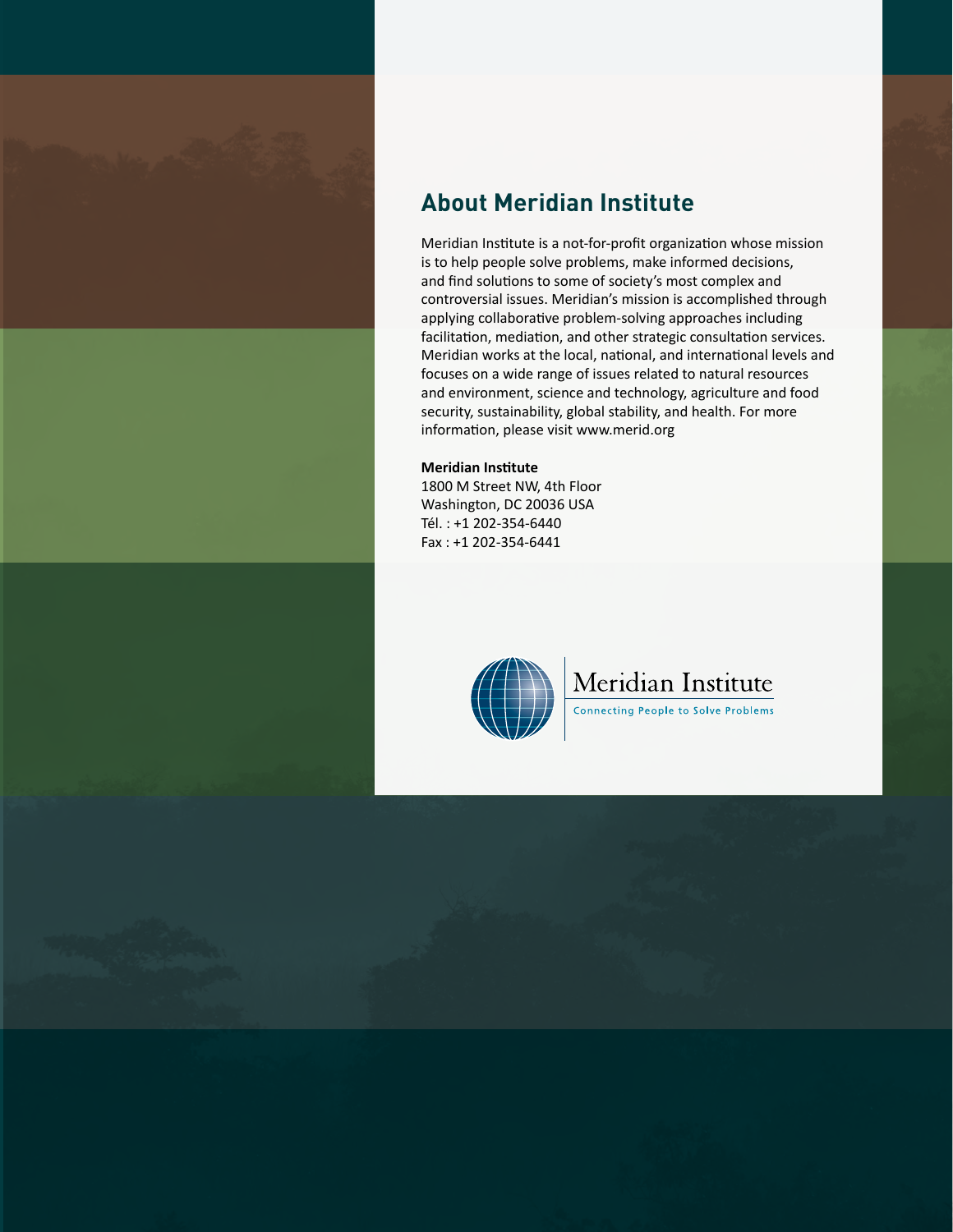## About Meridian Institute

Meridian Institute is a not-for-profit organization whose mission is to help people solve problems, make informed decisions, and find solutions to some of society's most complex and controversial issues. Meridian's mission is accomplished through applying collaborative problem-solving approaches including facilitation, mediation, and other strategic consultation services. Meridian works at the local, national, and international levels and focuses on a wide range of issues related to natural resources and environment, science and technology, agriculture and food security, sustainability, global stability, and health. For more information, please visit www.merid.org

**Meridian Institute**
1800 M Street NW, 4th Floor
Washington, DC 20036 USA
Tél. : +1 202-354-6440
Fax : +1 202-354-6441

Meridian Institute
Connecting People to Solve Problems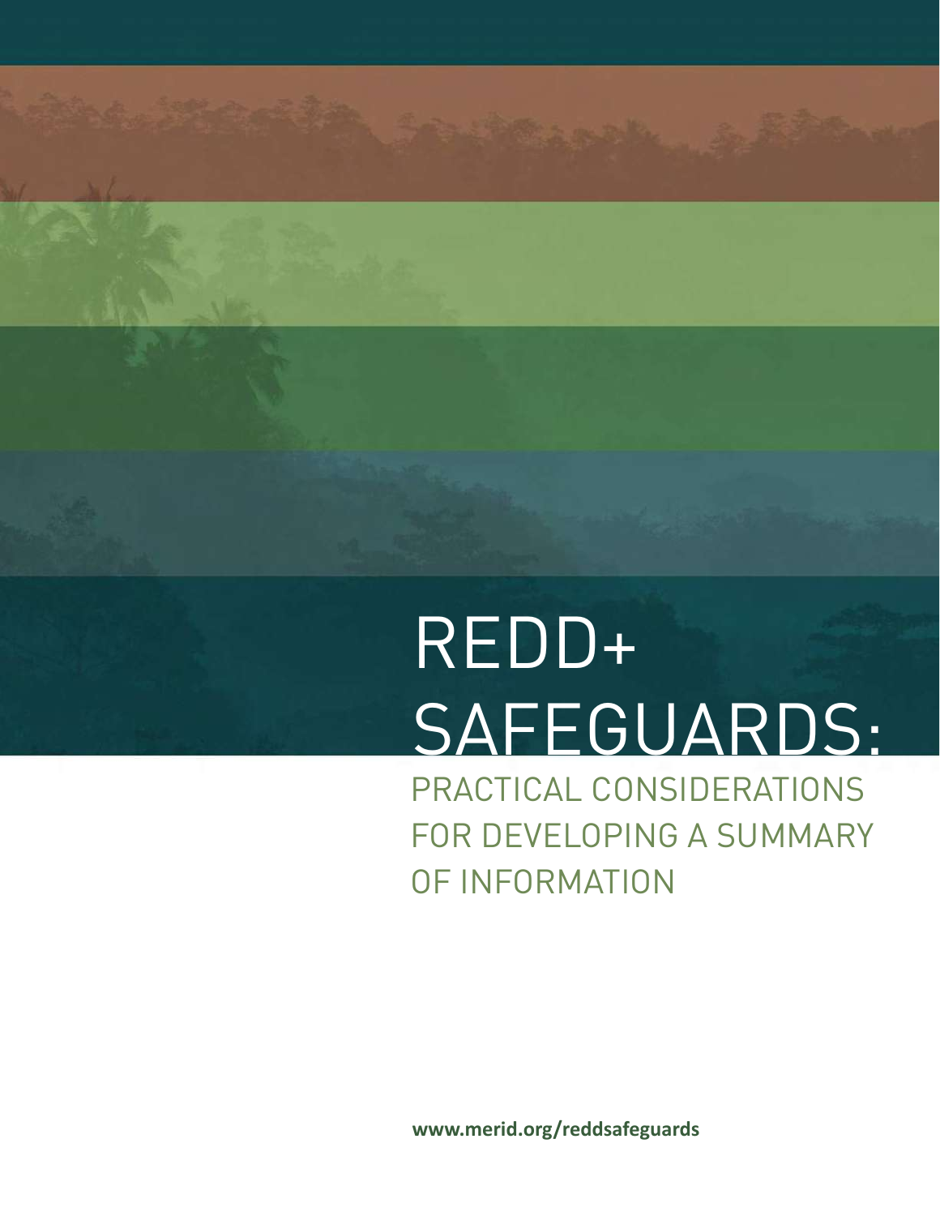# REDD+ SAFEGUARDS:

## PRACTICAL CONSIDERATIONS FOR DEVELOPING A SUMMARY OF INFORMATION

**www.merid.org/reddsafeguards**